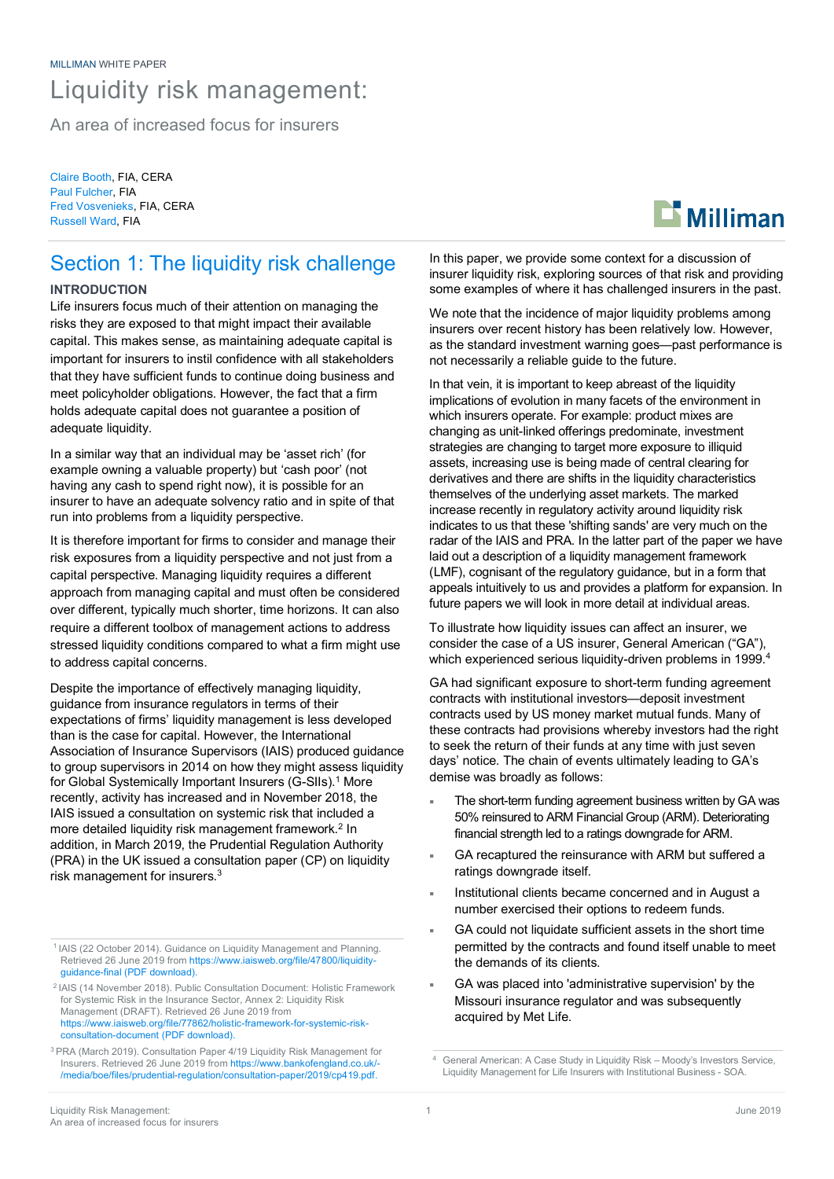MILLIMAN WHITE PAPER

# Liquidity risk management:

An area of increased focus for insurers

Claire Booth, FIA, CERA
Paul Fulcher, FIA
Fred Vosvenieks, FIA, CERA
Russell Ward, FIA

## Section 1: The liquidity risk challenge

### INTRODUCTION

Life insurers focus much of their attention on managing the risks they are exposed to that might impact their available capital. This makes sense, as maintaining adequate capital is important for insurers to instil confidence with all stakeholders that they have sufficient funds to continue doing business and meet policyholder obligations. However, the fact that a firm holds adequate capital does not guarantee a position of adequate liquidity.

In a similar way that an individual may be 'asset rich' (for example owning a valuable property) but 'cash poor' (not having any cash to spend right now), it is possible for an insurer to have an adequate solvency ratio and in spite of that run into problems from a liquidity perspective.

It is therefore important for firms to consider and manage their risk exposures from a liquidity perspective and not just from a capital perspective. Managing liquidity requires a different approach from managing capital and must often be considered over different, typically much shorter, time horizons. It can also require a different toolbox of management actions to address stressed liquidity conditions compared to what a firm might use to address capital concerns.

Despite the importance of effectively managing liquidity, guidance from insurance regulators in terms of their expectations of firms' liquidity management is less developed than is the case for capital. However, the International Association of Insurance Supervisors (IAIS) produced guidance to group supervisors in 2014 on how they might assess liquidity for Global Systemically Important Insurers (G-SIIs).[1] More recently, activity has increased and in November 2018, the IAIS issued a consultation on systemic risk that included a more detailed liquidity risk management framework.[2] In addition, in March 2019, the Prudential Regulation Authority (PRA) in the UK issued a consultation paper (CP) on liquidity risk management for insurers.[3]

In this paper, we provide some context for a discussion of insurer liquidity risk, exploring sources of that risk and providing some examples of where it has challenged insurers in the past.

We note that the incidence of major liquidity problems among insurers over recent history has been relatively low. However, as the standard investment warning goes—past performance is not necessarily a reliable guide to the future.

In that vein, it is important to keep abreast of the liquidity implications of evolution in many facets of the environment in which insurers operate. For example: product mixes are changing as unit-linked offerings predominate, investment strategies are changing to target more exposure to illiquid assets, increasing use is being made of central clearing for derivatives and there are shifts in the liquidity characteristics themselves of the underlying asset markets. The marked increase recently in regulatory activity around liquidity risk indicates to us that these 'shifting sands' are very much on the radar of the IAIS and PRA. In the latter part of the paper we have laid out a description of a liquidity management framework (LMF), cognisant of the regulatory guidance, but in a form that appeals intuitively to us and provides a platform for expansion. In future papers we will look in more detail at individual areas.

To illustrate how liquidity issues can affect an insurer, we consider the case of a US insurer, General American ("GA"), which experienced serious liquidity-driven problems in 1999.[4]

GA had significant exposure to short-term funding agreement contracts with institutional investors—deposit investment contracts used by US money market mutual funds. Many of these contracts had provisions whereby investors had the right to seek the return of their funds at any time with just seven days' notice. The chain of events ultimately leading to GA's demise was broadly as follows:

- The short-term funding agreement business written by GA was 50% reinsured to ARM Financial Group (ARM). Deteriorating financial strength led to a ratings downgrade for ARM.
- GA recaptured the reinsurance with ARM but suffered a ratings downgrade itself.
- Institutional clients became concerned and in August a number exercised their options to redeem funds.
- GA could not liquidate sufficient assets in the short time permitted by the contracts and found itself unable to meet the demands of its clients.
- GA was placed into 'administrative supervision' by the Missouri insurance regulator and was subsequently acquired by Met Life.

[1] IAIS (22 October 2014). Guidance on Liquidity Management and Planning. Retrieved 26 June 2019 from https://www.iaisweb.org/file/47800/liquidity-guidance-final (PDF download).

[2] IAIS (14 November 2018). Public Consultation Document: Holistic Framework for Systemic Risk in the Insurance Sector, Annex 2: Liquidity Risk Management (DRAFT). Retrieved 26 June 2019 from https://www.iaisweb.org/file/77862/holistic-framework-for-systemic-risk-consultation-document (PDF download).

[3] PRA (March 2019). Consultation Paper 4/19 Liquidity Risk Management for Insurers. Retrieved 26 June 2019 from https://www.bankofengland.co.uk/-/media/boe/files/prudential-regulation/consultation-paper/2019/cp419.pdf.

[4] General American: A Case Study in Liquidity Risk – Moody's Investors Service, Liquidity Management for Life Insurers with Institutional Business - SOA.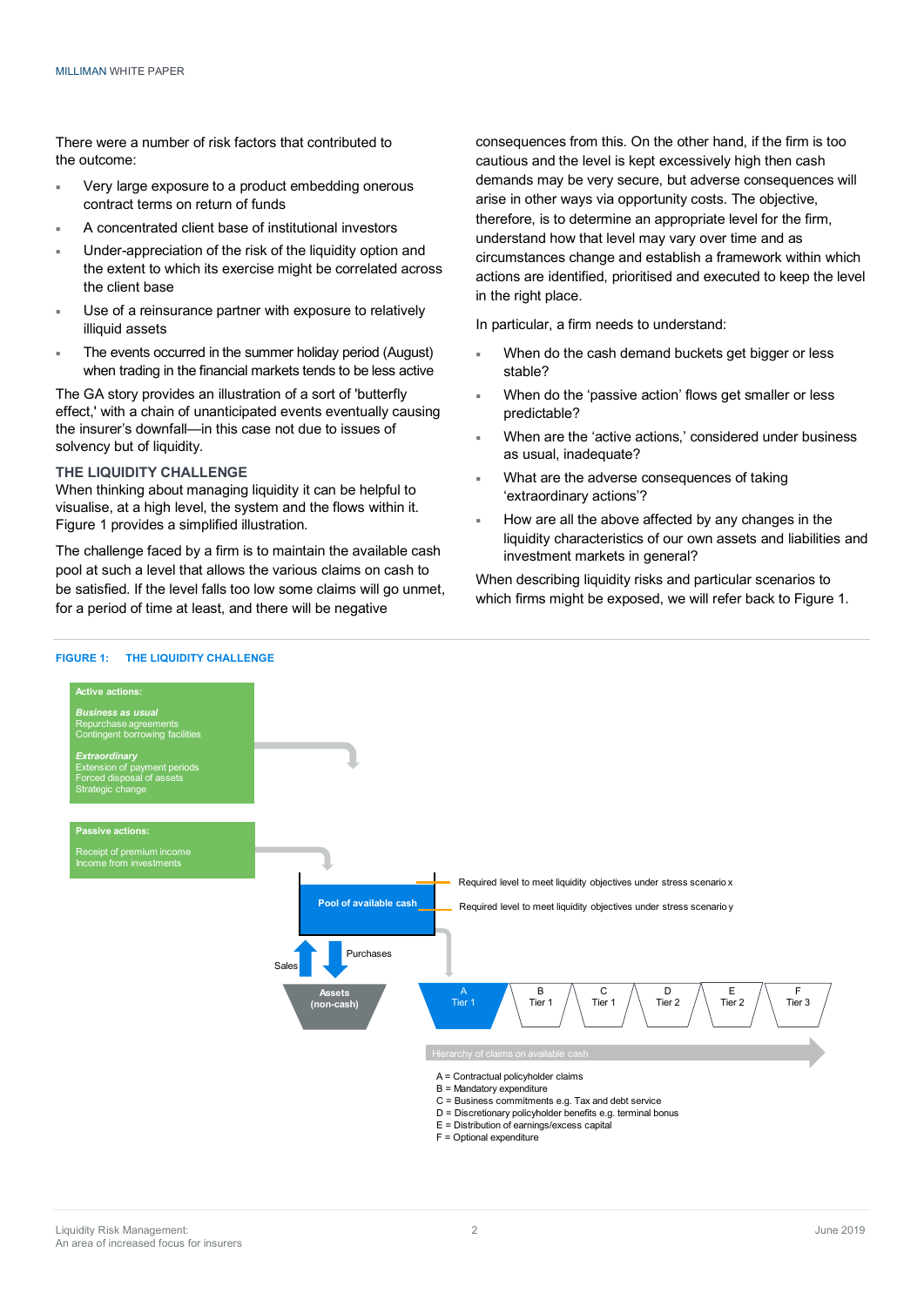There were a number of risk factors that contributed to the outcome:

- Very large exposure to a product embedding onerous contract terms on return of funds
- A concentrated client base of institutional investors
- Under-appreciation of the risk of the liquidity option and the extent to which its exercise might be correlated across the client base
- Use of a reinsurance partner with exposure to relatively illiquid assets
- The events occurred in the summer holiday period (August) when trading in the financial markets tends to be less active

The GA story provides an illustration of a sort of 'butterfly effect,' with a chain of unanticipated events eventually causing the insurer's downfall—in this case not due to issues of solvency but of liquidity.

## THE LIQUIDITY CHALLENGE

When thinking about managing liquidity it can be helpful to visualise, at a high level, the system and the flows within it. Figure 1 provides a simplified illustration.

The challenge faced by a firm is to maintain the available cash pool at such a level that allows the various claims on cash to be satisfied. If the level falls too low some claims will go unmet, for a period of time at least, and there will be negative consequences from this. On the other hand, if the firm is too cautious and the level is kept excessively high then cash demands may be very secure, but adverse consequences will arise in other ways via opportunity costs. The objective, therefore, is to determine an appropriate level for the firm, understand how that level may vary over time and as circumstances change and establish a framework within which actions are identified, prioritised and executed to keep the level in the right place.

In particular, a firm needs to understand:

- When do the cash demand buckets get bigger or less stable?
- When do the 'passive action' flows get smaller or less predictable?
- When are the 'active actions,' considered under business as usual, inadequate?
- What are the adverse consequences of taking 'extraordinary actions'?
- How are all the above affected by any changes in the liquidity characteristics of our own assets and liabilities and investment markets in general?

When describing liquidity risks and particular scenarios to which firms might be exposed, we will refer back to Figure 1.

**FIGURE 1: THE LIQUIDITY CHALLENGE**

**Active actions:**

***Business as usual***
Repurchase agreements
Contingent borrowing facilities

***Extraordinary***
Extension of payment periods
Forced disposal of assets
Strategic change

**Passive actions:**

Receipt of premium income
Income from investments

**Pool of available cash**

Required level to meet liquidity objectives under stress scenario x

Required level to meet liquidity objectives under stress scenario y

Sales

Purchases

**Assets (non-cash)**

| A | B | C | D | E | F |
|---|---|---|---|---|---|
| Tier 1 | Tier 1 | Tier 1 | Tier 2 | Tier 2 | Tier 3 |

Hierarchy of claims on available cash

A = Contractual policyholder claims
B = Mandatory expenditure
C = Business commitments e.g. Tax and debt service
D = Discretionary policyholder benefits e.g. terminal bonus
E = Distribution of earnings/excess capital
F = Optional expenditure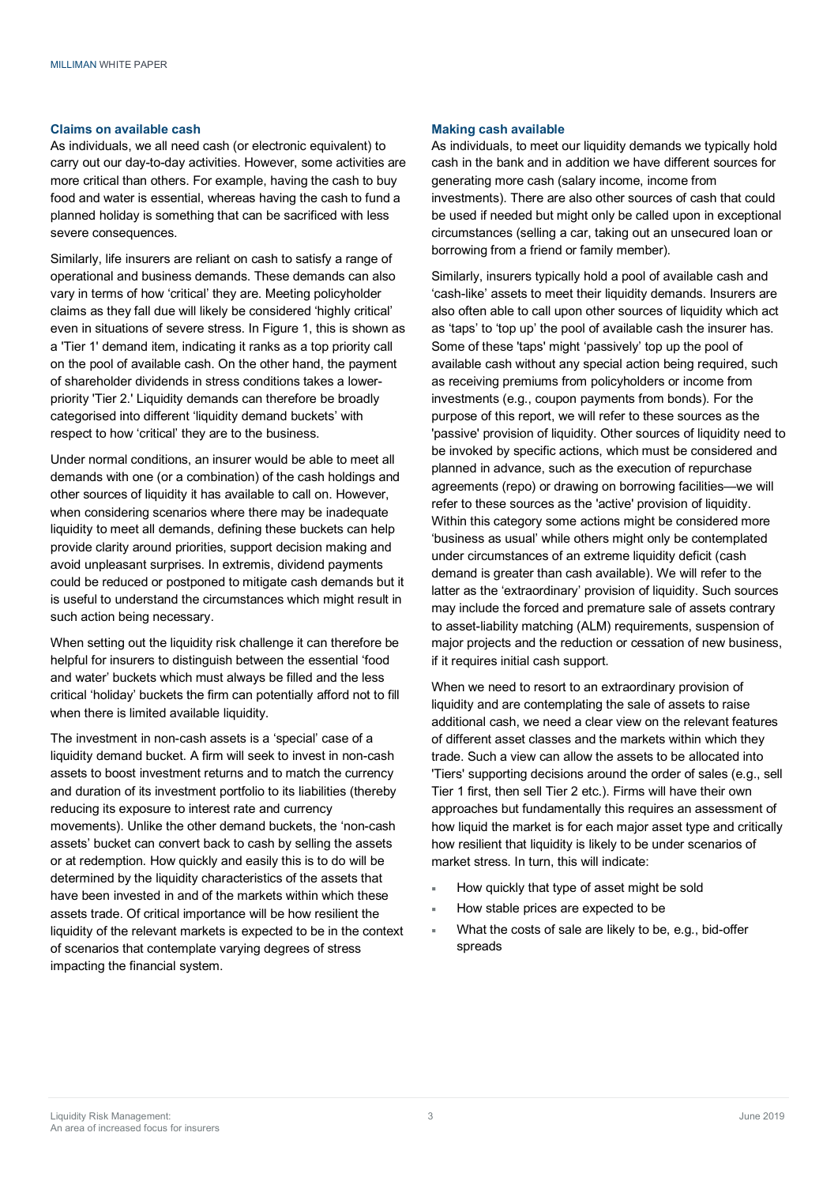### Claims on available cash

As individuals, we all need cash (or electronic equivalent) to carry out our day-to-day activities. However, some activities are more critical than others. For example, having the cash to buy food and water is essential, whereas having the cash to fund a planned holiday is something that can be sacrificed with less severe consequences.

Similarly, life insurers are reliant on cash to satisfy a range of operational and business demands. These demands can also vary in terms of how 'critical' they are. Meeting policyholder claims as they fall due will likely be considered 'highly critical' even in situations of severe stress. In Figure 1, this is shown as a 'Tier 1' demand item, indicating it ranks as a top priority call on the pool of available cash. On the other hand, the payment of shareholder dividends in stress conditions takes a lower-priority 'Tier 2.' Liquidity demands can therefore be broadly categorised into different 'liquidity demand buckets' with respect to how 'critical' they are to the business.

Under normal conditions, an insurer would be able to meet all demands with one (or a combination) of the cash holdings and other sources of liquidity it has available to call on. However, when considering scenarios where there may be inadequate liquidity to meet all demands, defining these buckets can help provide clarity around priorities, support decision making and avoid unpleasant surprises. In extremis, dividend payments could be reduced or postponed to mitigate cash demands but it is useful to understand the circumstances which might result in such action being necessary.

When setting out the liquidity risk challenge it can therefore be helpful for insurers to distinguish between the essential 'food and water' buckets which must always be filled and the less critical 'holiday' buckets the firm can potentially afford not to fill when there is limited available liquidity.

The investment in non-cash assets is a 'special' case of a liquidity demand bucket. A firm will seek to invest in non-cash assets to boost investment returns and to match the currency and duration of its investment portfolio to its liabilities (thereby reducing its exposure to interest rate and currency movements). Unlike the other demand buckets, the 'non-cash assets' bucket can convert back to cash by selling the assets or at redemption. How quickly and easily this is to do will be determined by the liquidity characteristics of the assets that have been invested in and of the markets within which these assets trade. Of critical importance will be how resilient the liquidity of the relevant markets is expected to be in the context of scenarios that contemplate varying degrees of stress impacting the financial system.

### Making cash available

As individuals, to meet our liquidity demands we typically hold cash in the bank and in addition we have different sources for generating more cash (salary income, income from investments). There are also other sources of cash that could be used if needed but might only be called upon in exceptional circumstances (selling a car, taking out an unsecured loan or borrowing from a friend or family member).

Similarly, insurers typically hold a pool of available cash and 'cash-like' assets to meet their liquidity demands. Insurers are also often able to call upon other sources of liquidity which act as 'taps' to 'top up' the pool of available cash the insurer has. Some of these 'taps' might 'passively' top up the pool of available cash without any special action being required, such as receiving premiums from policyholders or income from investments (e.g., coupon payments from bonds). For the purpose of this report, we will refer to these sources as the 'passive' provision of liquidity. Other sources of liquidity need to be invoked by specific actions, which must be considered and planned in advance, such as the execution of repurchase agreements (repo) or drawing on borrowing facilities—we will refer to these sources as the 'active' provision of liquidity. Within this category some actions might be considered more 'business as usual' while others might only be contemplated under circumstances of an extreme liquidity deficit (cash demand is greater than cash available). We will refer to the latter as the 'extraordinary' provision of liquidity. Such sources may include the forced and premature sale of assets contrary to asset-liability matching (ALM) requirements, suspension of major projects and the reduction or cessation of new business, if it requires initial cash support.

When we need to resort to an extraordinary provision of liquidity and are contemplating the sale of assets to raise additional cash, we need a clear view on the relevant features of different asset classes and the markets within which they trade. Such a view can allow the assets to be allocated into 'Tiers' supporting decisions around the order of sales (e.g., sell Tier 1 first, then sell Tier 2 etc.). Firms will have their own approaches but fundamentally this requires an assessment of how liquid the market is for each major asset type and critically how resilient that liquidity is likely to be under scenarios of market stress. In turn, this will indicate:

- How quickly that type of asset might be sold
- How stable prices are expected to be
- What the costs of sale are likely to be, e.g., bid-offer spreads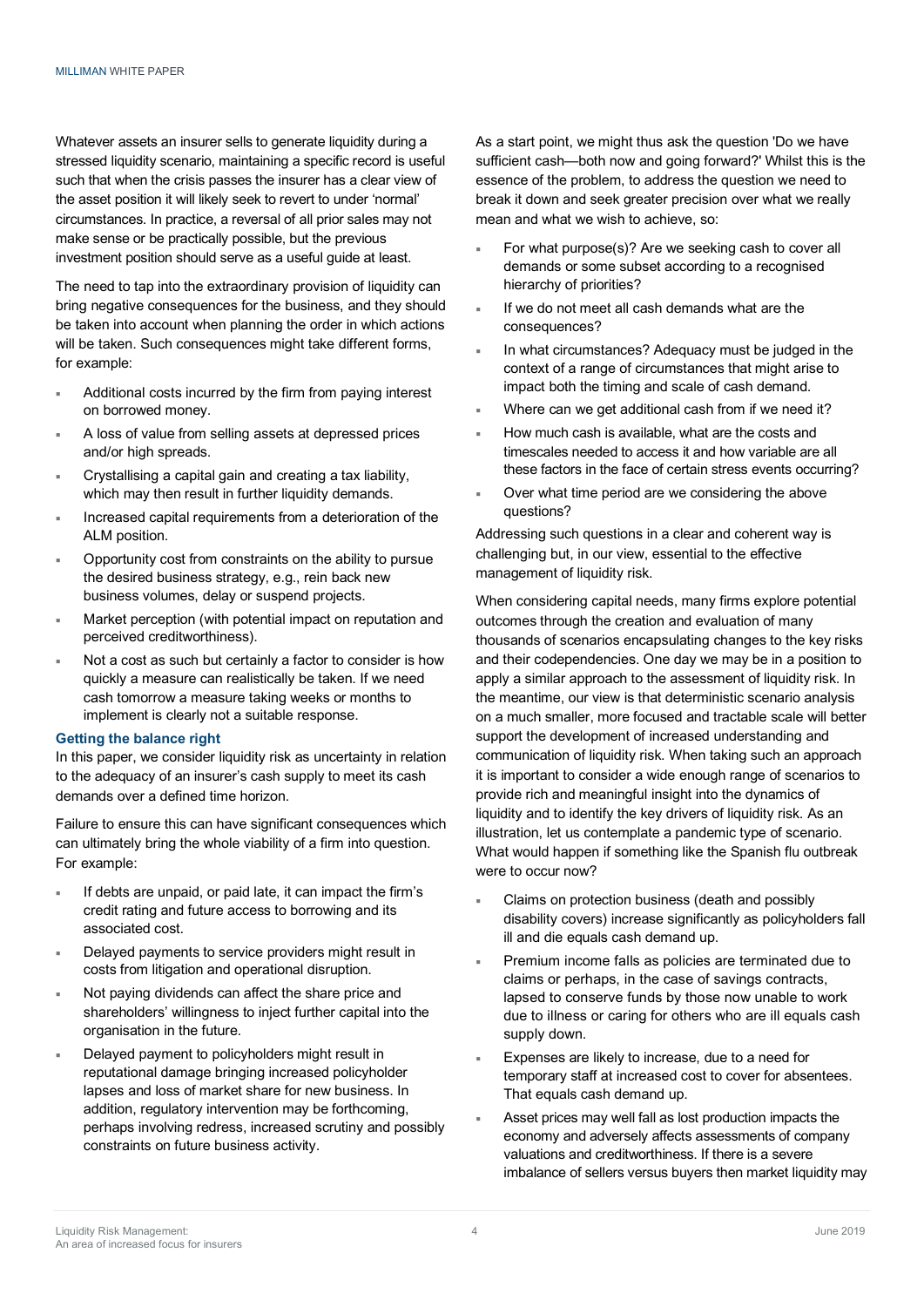Whatever assets an insurer sells to generate liquidity during a stressed liquidity scenario, maintaining a specific record is useful such that when the crisis passes the insurer has a clear view of the asset position it will likely seek to revert to under 'normal' circumstances. In practice, a reversal of all prior sales may not make sense or be practically possible, but the previous investment position should serve as a useful guide at least.

The need to tap into the extraordinary provision of liquidity can bring negative consequences for the business, and they should be taken into account when planning the order in which actions will be taken. Such consequences might take different forms, for example:

- Additional costs incurred by the firm from paying interest on borrowed money.
- A loss of value from selling assets at depressed prices and/or high spreads.
- Crystallising a capital gain and creating a tax liability, which may then result in further liquidity demands.
- Increased capital requirements from a deterioration of the ALM position.
- Opportunity cost from constraints on the ability to pursue the desired business strategy, e.g., rein back new business volumes, delay or suspend projects.
- Market perception (with potential impact on reputation and perceived creditworthiness).
- Not a cost as such but certainly a factor to consider is how quickly a measure can realistically be taken. If we need cash tomorrow a measure taking weeks or months to implement is clearly not a suitable response.

### Getting the balance right

In this paper, we consider liquidity risk as uncertainty in relation to the adequacy of an insurer's cash supply to meet its cash demands over a defined time horizon.

Failure to ensure this can have significant consequences which can ultimately bring the whole viability of a firm into question. For example:

- If debts are unpaid, or paid late, it can impact the firm's credit rating and future access to borrowing and its associated cost.
- Delayed payments to service providers might result in costs from litigation and operational disruption.
- Not paying dividends can affect the share price and shareholders' willingness to inject further capital into the organisation in the future.
- Delayed payment to policyholders might result in reputational damage bringing increased policyholder lapses and loss of market share for new business. In addition, regulatory intervention may be forthcoming, perhaps involving redress, increased scrutiny and possibly constraints on future business activity.

As a start point, we might thus ask the question 'Do we have sufficient cash—both now and going forward?' Whilst this is the essence of the problem, to address the question we need to break it down and seek greater precision over what we really mean and what we wish to achieve, so:

- For what purpose(s)? Are we seeking cash to cover all demands or some subset according to a recognised hierarchy of priorities?
- If we do not meet all cash demands what are the consequences?
- In what circumstances? Adequacy must be judged in the context of a range of circumstances that might arise to impact both the timing and scale of cash demand.
- Where can we get additional cash from if we need it?
- How much cash is available, what are the costs and timescales needed to access it and how variable are all these factors in the face of certain stress events occurring?
- Over what time period are we considering the above questions?

Addressing such questions in a clear and coherent way is challenging but, in our view, essential to the effective management of liquidity risk.

When considering capital needs, many firms explore potential outcomes through the creation and evaluation of many thousands of scenarios encapsulating changes to the key risks and their codependencies. One day we may be in a position to apply a similar approach to the assessment of liquidity risk. In the meantime, our view is that deterministic scenario analysis on a much smaller, more focused and tractable scale will better support the development of increased understanding and communication of liquidity risk. When taking such an approach it is important to consider a wide enough range of scenarios to provide rich and meaningful insight into the dynamics of liquidity and to identify the key drivers of liquidity risk. As an illustration, let us contemplate a pandemic type of scenario. What would happen if something like the Spanish flu outbreak were to occur now?

- Claims on protection business (death and possibly disability covers) increase significantly as policyholders fall ill and die equals cash demand up.
- Premium income falls as policies are terminated due to claims or perhaps, in the case of savings contracts, lapsed to conserve funds by those now unable to work due to illness or caring for others who are ill equals cash supply down.
- Expenses are likely to increase, due to a need for temporary staff at increased cost to cover for absentees. That equals cash demand up.
- Asset prices may well fall as lost production impacts the economy and adversely affects assessments of company valuations and creditworthiness. If there is a severe imbalance of sellers versus buyers then market liquidity may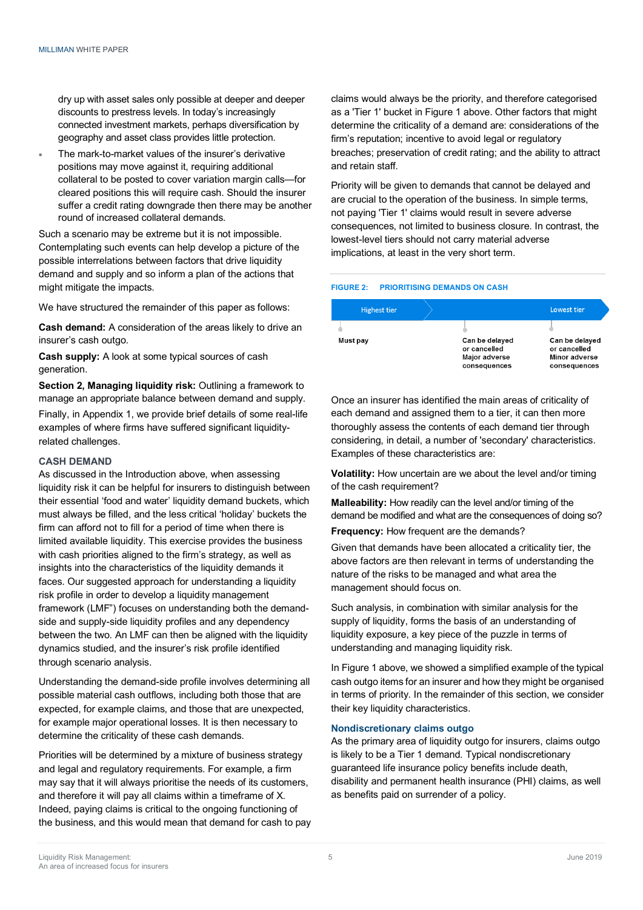dry up with asset sales only possible at deeper and deeper discounts to prestress levels. In today's increasingly connected investment markets, perhaps diversification by geography and asset class provides little protection.

- The mark-to-market values of the insurer's derivative positions may move against it, requiring additional collateral to be posted to cover variation margin calls—for cleared positions this will require cash. Should the insurer suffer a credit rating downgrade then there may be another round of increased collateral demands.

Such a scenario may be extreme but it is not impossible. Contemplating such events can help develop a picture of the possible interrelations between factors that drive liquidity demand and supply and so inform a plan of the actions that might mitigate the impacts.

We have structured the remainder of this paper as follows:

**Cash demand:** A consideration of the areas likely to drive an insurer's cash outgo.

**Cash supply:** A look at some typical sources of cash generation.

**Section 2, Managing liquidity risk:** Outlining a framework to manage an appropriate balance between demand and supply.

Finally, in Appendix 1, we provide brief details of some real-life examples of where firms have suffered significant liquidity-related challenges.

## CASH DEMAND

As discussed in the Introduction above, when assessing liquidity risk it can be helpful for insurers to distinguish between their essential 'food and water' liquidity demand buckets, which must always be filled, and the less critical 'holiday' buckets the firm can afford not to fill for a period of time when there is limited available liquidity. This exercise provides the business with cash priorities aligned to the firm's strategy, as well as insights into the characteristics of the liquidity demands it faces. Our suggested approach for understanding a liquidity risk profile in order to develop a liquidity management framework (LMF") focuses on understanding both the demand-side and supply-side liquidity profiles and any dependency between the two. An LMF can then be aligned with the liquidity dynamics studied, and the insurer's risk profile identified through scenario analysis.

Understanding the demand-side profile involves determining all possible material cash outflows, including both those that are expected, for example claims, and those that are unexpected, for example major operational losses. It is then necessary to determine the criticality of these cash demands.

Priorities will be determined by a mixture of business strategy and legal and regulatory requirements. For example, a firm may say that it will always prioritise the needs of its customers, and therefore it will pay all claims within a timeframe of X. Indeed, paying claims is critical to the ongoing functioning of the business, and this would mean that demand for cash to pay claims would always be the priority, and therefore categorised as a 'Tier 1' bucket in Figure 1 above. Other factors that might determine the criticality of a demand are: considerations of the firm's reputation; incentive to avoid legal or regulatory breaches; preservation of credit rating; and the ability to attract and retain staff.

Priority will be given to demands that cannot be delayed and are crucial to the operation of the business. In simple terms, not paying 'Tier 1' claims would result in severe adverse consequences, not limited to business closure. In contrast, the lowest-level tiers should not carry material adverse implications, at least in the very short term.

**FIGURE 2: PRIORITISING DEMANDS ON CASH**

| Highest tier | | Lowest tier |
|---|---|---|
| Must pay | Can be delayed or cancelled Major adverse consequences | Can be delayed or cancelled Minor adverse consequences |

Once an insurer has identified the main areas of criticality of each demand and assigned them to a tier, it can then more thoroughly assess the contents of each demand tier through considering, in detail, a number of 'secondary' characteristics. Examples of these characteristics are:

**Volatility:** How uncertain are we about the level and/or timing of the cash requirement?

**Malleability:** How readily can the level and/or timing of the demand be modified and what are the consequences of doing so?

**Frequency:** How frequent are the demands?

Given that demands have been allocated a criticality tier, the above factors are then relevant in terms of understanding the nature of the risks to be managed and what area the management should focus on.

Such analysis, in combination with similar analysis for the supply of liquidity, forms the basis of an understanding of liquidity exposure, a key piece of the puzzle in terms of understanding and managing liquidity risk.

In Figure 1 above, we showed a simplified example of the typical cash outgo items for an insurer and how they might be organised in terms of priority. In the remainder of this section, we consider their key liquidity characteristics.

### Nondiscretionary claims outgo

As the primary area of liquidity outgo for insurers, claims outgo is likely to be a Tier 1 demand. Typical nondiscretionary guaranteed life insurance policy benefits include death, disability and permanent health insurance (PHI) claims, as well as benefits paid on surrender of a policy.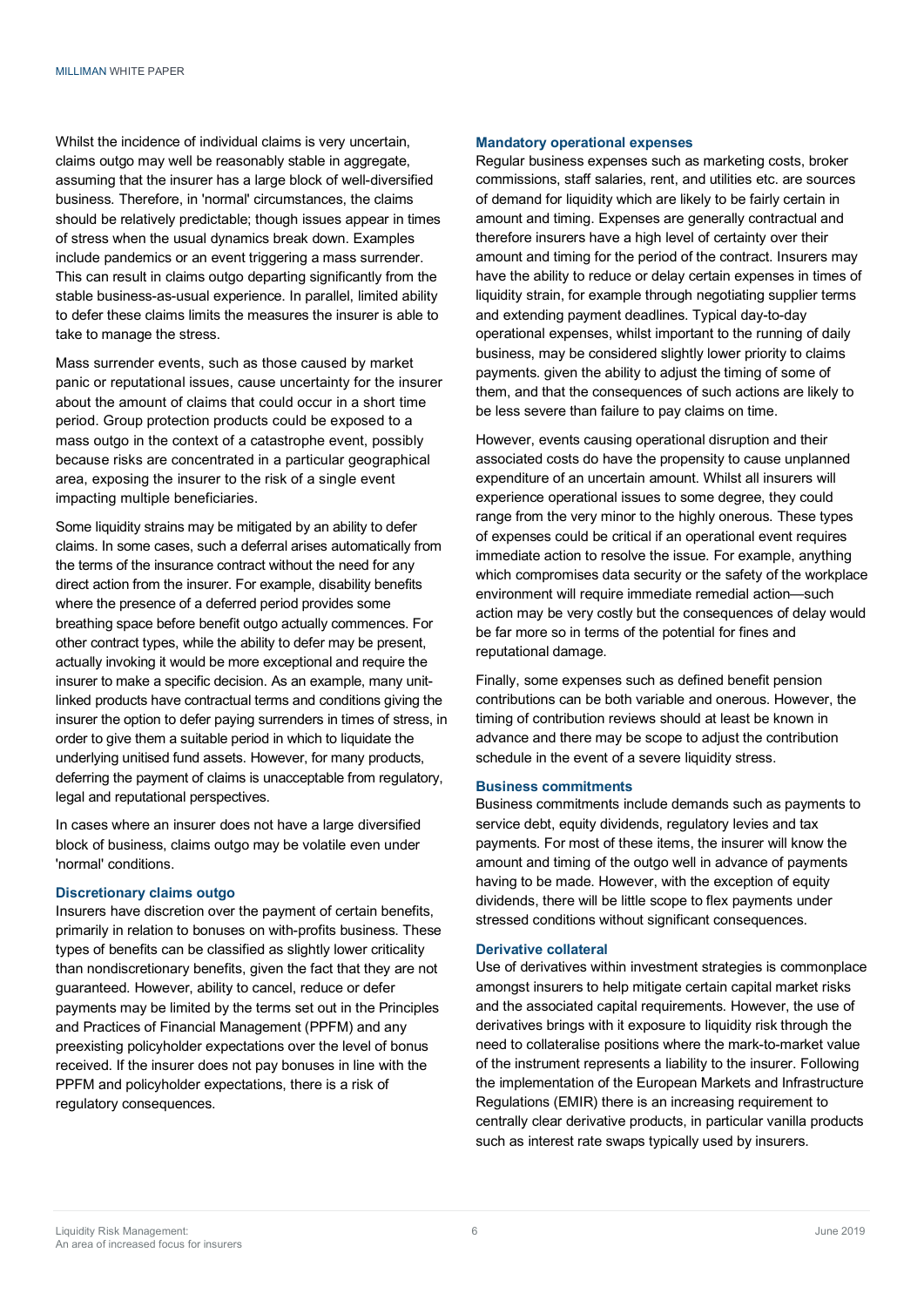Whilst the incidence of individual claims is very uncertain, claims outgo may well be reasonably stable in aggregate, assuming that the insurer has a large block of well-diversified business. Therefore, in 'normal' circumstances, the claims should be relatively predictable; though issues appear in times of stress when the usual dynamics break down. Examples include pandemics or an event triggering a mass surrender. This can result in claims outgo departing significantly from the stable business-as-usual experience. In parallel, limited ability to defer these claims limits the measures the insurer is able to take to manage the stress.

Mass surrender events, such as those caused by market panic or reputational issues, cause uncertainty for the insurer about the amount of claims that could occur in a short time period. Group protection products could be exposed to a mass outgo in the context of a catastrophe event, possibly because risks are concentrated in a particular geographical area, exposing the insurer to the risk of a single event impacting multiple beneficiaries.

Some liquidity strains may be mitigated by an ability to defer claims. In some cases, such a deferral arises automatically from the terms of the insurance contract without the need for any direct action from the insurer. For example, disability benefits where the presence of a deferred period provides some breathing space before benefit outgo actually commences. For other contract types, while the ability to defer may be present, actually invoking it would be more exceptional and require the insurer to make a specific decision. As an example, many unit-linked products have contractual terms and conditions giving the insurer the option to defer paying surrenders in times of stress, in order to give them a suitable period in which to liquidate the underlying unitised fund assets. However, for many products, deferring the payment of claims is unacceptable from regulatory, legal and reputational perspectives.

In cases where an insurer does not have a large diversified block of business, claims outgo may be volatile even under 'normal' conditions.

### Discretionary claims outgo

Insurers have discretion over the payment of certain benefits, primarily in relation to bonuses on with-profits business. These types of benefits can be classified as slightly lower criticality than nondiscretionary benefits, given the fact that they are not guaranteed. However, ability to cancel, reduce or defer payments may be limited by the terms set out in the Principles and Practices of Financial Management (PPFM) and any preexisting policyholder expectations over the level of bonus received. If the insurer does not pay bonuses in line with the PPFM and policyholder expectations, there is a risk of regulatory consequences.

### Mandatory operational expenses

Regular business expenses such as marketing costs, broker commissions, staff salaries, rent, and utilities etc. are sources of demand for liquidity which are likely to be fairly certain in amount and timing. Expenses are generally contractual and therefore insurers have a high level of certainty over their amount and timing for the period of the contract. Insurers may have the ability to reduce or delay certain expenses in times of liquidity strain, for example through negotiating supplier terms and extending payment deadlines. Typical day-to-day operational expenses, whilst important to the running of daily business, may be considered slightly lower priority to claims payments. given the ability to adjust the timing of some of them, and that the consequences of such actions are likely to be less severe than failure to pay claims on time.

However, events causing operational disruption and their associated costs do have the propensity to cause unplanned expenditure of an uncertain amount. Whilst all insurers will experience operational issues to some degree, they could range from the very minor to the highly onerous. These types of expenses could be critical if an operational event requires immediate action to resolve the issue. For example, anything which compromises data security or the safety of the workplace environment will require immediate remedial action—such action may be very costly but the consequences of delay would be far more so in terms of the potential for fines and reputational damage.

Finally, some expenses such as defined benefit pension contributions can be both variable and onerous. However, the timing of contribution reviews should at least be known in advance and there may be scope to adjust the contribution schedule in the event of a severe liquidity stress.

### Business commitments

Business commitments include demands such as payments to service debt, equity dividends, regulatory levies and tax payments. For most of these items, the insurer will know the amount and timing of the outgo well in advance of payments having to be made. However, with the exception of equity dividends, there will be little scope to flex payments under stressed conditions without significant consequences.

### Derivative collateral

Use of derivatives within investment strategies is commonplace amongst insurers to help mitigate certain capital market risks and the associated capital requirements. However, the use of derivatives brings with it exposure to liquidity risk through the need to collateralise positions where the mark-to-market value of the instrument represents a liability to the insurer. Following the implementation of the European Markets and Infrastructure Regulations (EMIR) there is an increasing requirement to centrally clear derivative products, in particular vanilla products such as interest rate swaps typically used by insurers.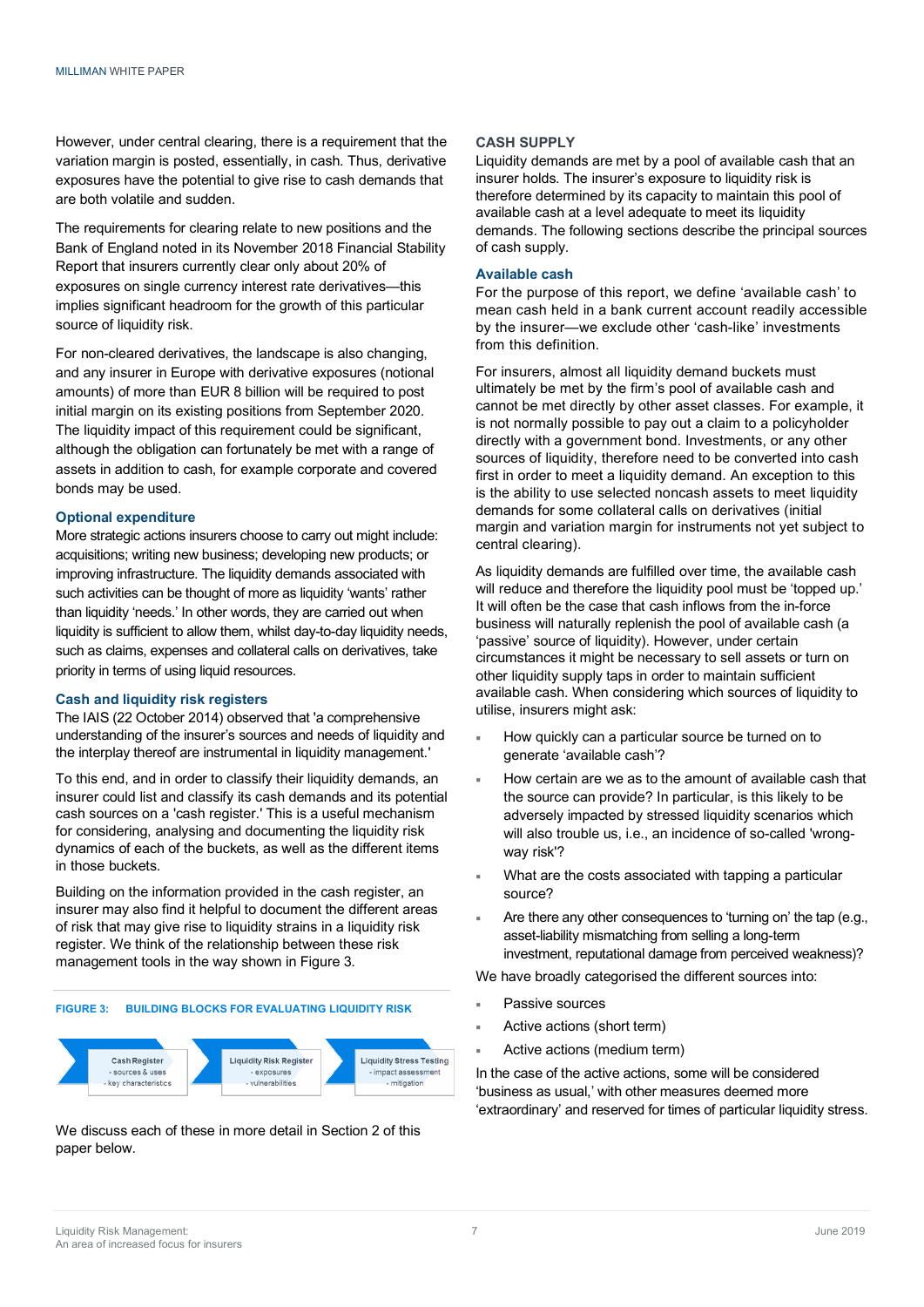However, under central clearing, there is a requirement that the variation margin is posted, essentially, in cash. Thus, derivative exposures have the potential to give rise to cash demands that are both volatile and sudden.

The requirements for clearing relate to new positions and the Bank of England noted in its November 2018 Financial Stability Report that insurers currently clear only about 20% of exposures on single currency interest rate derivatives—this implies significant headroom for the growth of this particular source of liquidity risk.

For non-cleared derivatives, the landscape is also changing, and any insurer in Europe with derivative exposures (notional amounts) of more than EUR 8 billion will be required to post initial margin on its existing positions from September 2020. The liquidity impact of this requirement could be significant, although the obligation can fortunately be met with a range of assets in addition to cash, for example corporate and covered bonds may be used.

### Optional expenditure

More strategic actions insurers choose to carry out might include: acquisitions; writing new business; developing new products; or improving infrastructure. The liquidity demands associated with such activities can be thought of more as liquidity 'wants' rather than liquidity 'needs.' In other words, they are carried out when liquidity is sufficient to allow them, whilst day-to-day liquidity needs, such as claims, expenses and collateral calls on derivatives, take priority in terms of using liquid resources.

### Cash and liquidity risk registers

The IAIS (22 October 2014) observed that 'a comprehensive understanding of the insurer's sources and needs of liquidity and the interplay thereof are instrumental in liquidity management.'

To this end, and in order to classify their liquidity demands, an insurer could list and classify its cash demands and its potential cash sources on a 'cash register.' This is a useful mechanism for considering, analysing and documenting the liquidity risk dynamics of each of the buckets, as well as the different items in those buckets.

Building on the information provided in the cash register, an insurer may also find it helpful to document the different areas of risk that may give rise to liquidity strains in a liquidity risk register. We think of the relationship between these risk management tools in the way shown in Figure 3.

**FIGURE 3: BUILDING BLOCKS FOR EVALUATING LIQUIDITY RISK**

| Cash Register | Liquidity Risk Register | Liquidity Stress Testing |
|---|---|---|
| - sources & uses<br>- key characteristics | - exposures<br>- vulnerabilities | - impact assessment<br>- mitigation |

We discuss each of these in more detail in Section 2 of this paper below.

## CASH SUPPLY

Liquidity demands are met by a pool of available cash that an insurer holds. The insurer's exposure to liquidity risk is therefore determined by its capacity to maintain this pool of available cash at a level adequate to meet its liquidity demands. The following sections describe the principal sources of cash supply.

### Available cash

For the purpose of this report, we define 'available cash' to mean cash held in a bank current account readily accessible by the insurer—we exclude other 'cash-like' investments from this definition.

For insurers, almost all liquidity demand buckets must ultimately be met by the firm's pool of available cash and cannot be met directly by other asset classes. For example, it is not normally possible to pay out a claim to a policyholder directly with a government bond. Investments, or any other sources of liquidity, therefore need to be converted into cash first in order to meet a liquidity demand. An exception to this is the ability to use selected noncash assets to meet liquidity demands for some collateral calls on derivatives (initial margin and variation margin for instruments not yet subject to central clearing).

As liquidity demands are fulfilled over time, the available cash will reduce and therefore the liquidity pool must be 'topped up.' It will often be the case that cash inflows from the in-force business will naturally replenish the pool of available cash (a 'passive' source of liquidity). However, under certain circumstances it might be necessary to sell assets or turn on other liquidity supply taps in order to maintain sufficient available cash. When considering which sources of liquidity to utilise, insurers might ask:

- How quickly can a particular source be turned on to generate 'available cash'?
- How certain are we as to the amount of available cash that the source can provide? In particular, is this likely to be adversely impacted by stressed liquidity scenarios which will also trouble us, i.e., an incidence of so-called 'wrong-way risk'?
- What are the costs associated with tapping a particular source?
- Are there any other consequences to 'turning on' the tap (e.g., asset-liability mismatching from selling a long-term investment, reputational damage from perceived weakness)?

We have broadly categorised the different sources into:

- Passive sources
- Active actions (short term)
- Active actions (medium term)

In the case of the active actions, some will be considered 'business as usual,' with other measures deemed more 'extraordinary' and reserved for times of particular liquidity stress.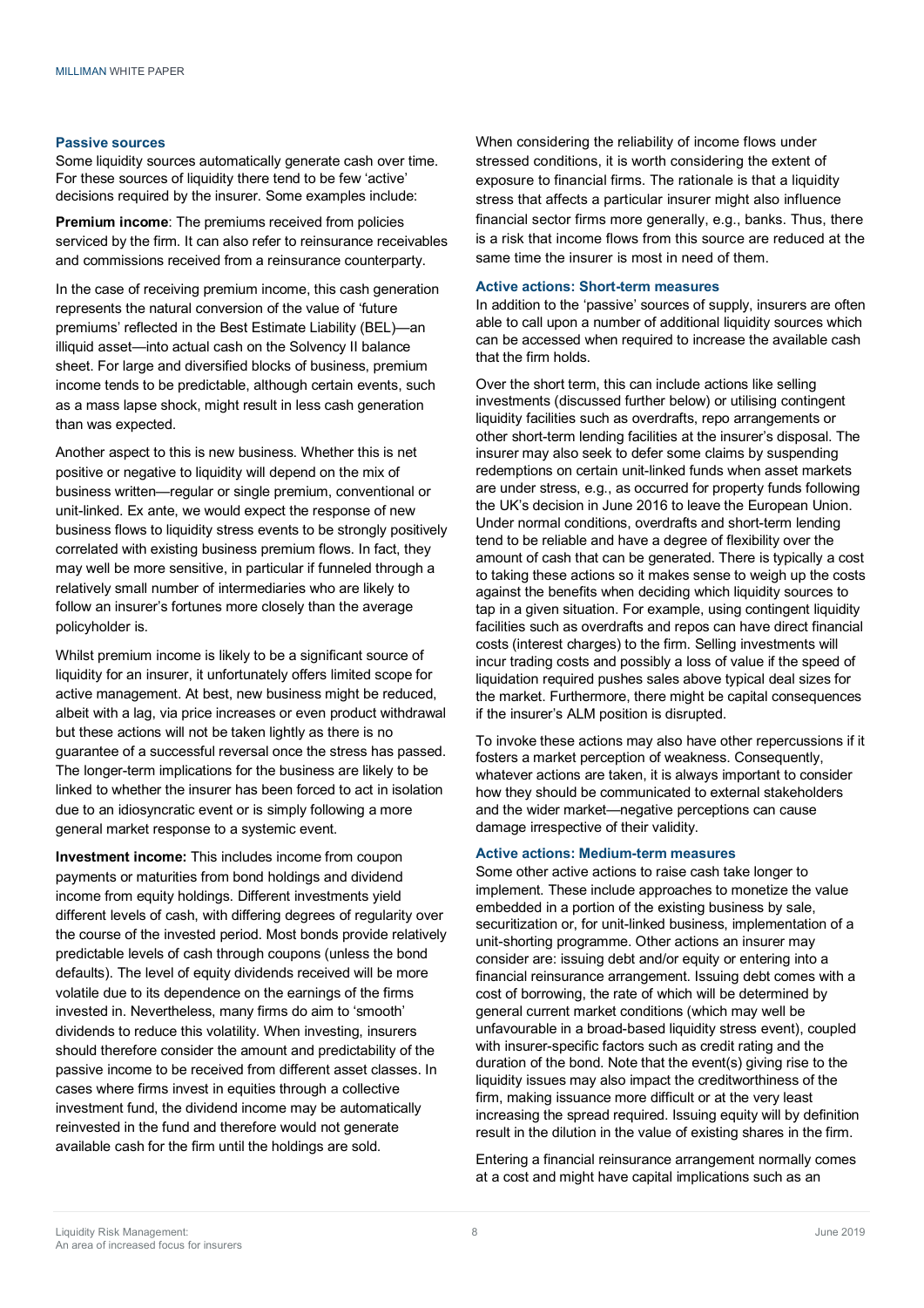### Passive sources

Some liquidity sources automatically generate cash over time. For these sources of liquidity there tend to be few 'active' decisions required by the insurer. Some examples include:

**Premium income**: The premiums received from policies serviced by the firm. It can also refer to reinsurance receivables and commissions received from a reinsurance counterparty.

In the case of receiving premium income, this cash generation represents the natural conversion of the value of 'future premiums' reflected in the Best Estimate Liability (BEL)—an illiquid asset—into actual cash on the Solvency II balance sheet. For large and diversified blocks of business, premium income tends to be predictable, although certain events, such as a mass lapse shock, might result in less cash generation than was expected.

Another aspect to this is new business. Whether this is net positive or negative to liquidity will depend on the mix of business written—regular or single premium, conventional or unit-linked. Ex ante, we would expect the response of new business flows to liquidity stress events to be strongly positively correlated with existing business premium flows. In fact, they may well be more sensitive, in particular if funneled through a relatively small number of intermediaries who are likely to follow an insurer's fortunes more closely than the average policyholder is.

Whilst premium income is likely to be a significant source of liquidity for an insurer, it unfortunately offers limited scope for active management. At best, new business might be reduced, albeit with a lag, via price increases or even product withdrawal but these actions will not be taken lightly as there is no guarantee of a successful reversal once the stress has passed. The longer-term implications for the business are likely to be linked to whether the insurer has been forced to act in isolation due to an idiosyncratic event or is simply following a more general market response to a systemic event.

**Investment income:** This includes income from coupon payments or maturities from bond holdings and dividend income from equity holdings. Different investments yield different levels of cash, with differing degrees of regularity over the course of the invested period. Most bonds provide relatively predictable levels of cash through coupons (unless the bond defaults). The level of equity dividends received will be more volatile due to its dependence on the earnings of the firms invested in. Nevertheless, many firms do aim to 'smooth' dividends to reduce this volatility. When investing, insurers should therefore consider the amount and predictability of the passive income to be received from different asset classes. In cases where firms invest in equities through a collective investment fund, the dividend income may be automatically reinvested in the fund and therefore would not generate available cash for the firm until the holdings are sold.

When considering the reliability of income flows under stressed conditions, it is worth considering the extent of exposure to financial firms. The rationale is that a liquidity stress that affects a particular insurer might also influence financial sector firms more generally, e.g., banks. Thus, there is a risk that income flows from this source are reduced at the same time the insurer is most in need of them.

### Active actions: Short-term measures

In addition to the 'passive' sources of supply, insurers are often able to call upon a number of additional liquidity sources which can be accessed when required to increase the available cash that the firm holds.

Over the short term, this can include actions like selling investments (discussed further below) or utilising contingent liquidity facilities such as overdrafts, repo arrangements or other short-term lending facilities at the insurer's disposal. The insurer may also seek to defer some claims by suspending redemptions on certain unit-linked funds when asset markets are under stress, e.g., as occurred for property funds following the UK's decision in June 2016 to leave the European Union. Under normal conditions, overdrafts and short-term lending tend to be reliable and have a degree of flexibility over the amount of cash that can be generated. There is typically a cost to taking these actions so it makes sense to weigh up the costs against the benefits when deciding which liquidity sources to tap in a given situation. For example, using contingent liquidity facilities such as overdrafts and repos can have direct financial costs (interest charges) to the firm. Selling investments will incur trading costs and possibly a loss of value if the speed of liquidation required pushes sales above typical deal sizes for the market. Furthermore, there might be capital consequences if the insurer's ALM position is disrupted.

To invoke these actions may also have other repercussions if it fosters a market perception of weakness. Consequently, whatever actions are taken, it is always important to consider how they should be communicated to external stakeholders and the wider market—negative perceptions can cause damage irrespective of their validity.

### Active actions: Medium-term measures

Some other active actions to raise cash take longer to implement. These include approaches to monetize the value embedded in a portion of the existing business by sale, securitization or, for unit-linked business, implementation of a unit-shorting programme. Other actions an insurer may consider are: issuing debt and/or equity or entering into a financial reinsurance arrangement. Issuing debt comes with a cost of borrowing, the rate of which will be determined by general current market conditions (which may well be unfavourable in a broad-based liquidity stress event), coupled with insurer-specific factors such as credit rating and the duration of the bond. Note that the event(s) giving rise to the liquidity issues may also impact the creditworthiness of the firm, making issuance more difficult or at the very least increasing the spread required. Issuing equity will by definition result in the dilution in the value of existing shares in the firm.

Entering a financial reinsurance arrangement normally comes at a cost and might have capital implications such as an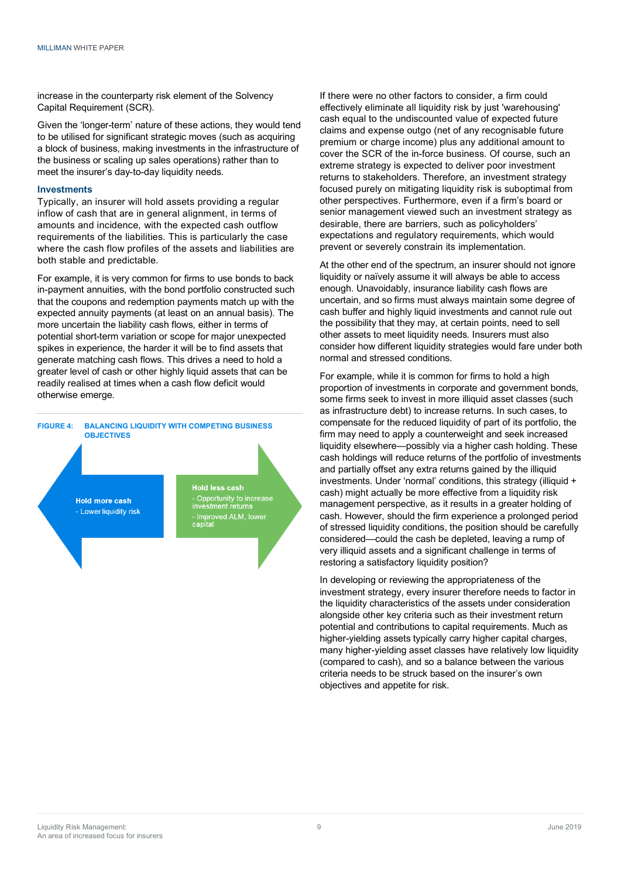increase in the counterparty risk element of the Solvency Capital Requirement (SCR).

Given the 'longer-term' nature of these actions, they would tend to be utilised for significant strategic moves (such as acquiring a block of business, making investments in the infrastructure of the business or scaling up sales operations) rather than to meet the insurer's day-to-day liquidity needs.

### Investments

Typically, an insurer will hold assets providing a regular inflow of cash that are in general alignment, in terms of amounts and incidence, with the expected cash outflow requirements of the liabilities. This is particularly the case where the cash flow profiles of the assets and liabilities are both stable and predictable.

For example, it is very common for firms to use bonds to back in-payment annuities, with the bond portfolio constructed such that the coupons and redemption payments match up with the expected annuity payments (at least on an annual basis). The more uncertain the liability cash flows, either in terms of potential short-term variation or scope for major unexpected spikes in experience, the harder it will be to find assets that generate matching cash flows. This drives a need to hold a greater level of cash or other highly liquid assets that can be readily realised at times when a cash flow deficit would otherwise emerge.

**FIGURE 4: BALANCING LIQUIDITY WITH COMPETING BUSINESS OBJECTIVES**

**Hold more cash**
- Lower liquidity risk

**Hold less cash**
- Opportunity to increase investment returns
- Improved ALM, lower capital

If there were no other factors to consider, a firm could effectively eliminate all liquidity risk by just 'warehousing' cash equal to the undiscounted value of expected future claims and expense outgo (net of any recognisable future premium or charge income) plus any additional amount to cover the SCR of the in-force business. Of course, such an extreme strategy is expected to deliver poor investment returns to stakeholders. Therefore, an investment strategy focused purely on mitigating liquidity risk is suboptimal from other perspectives. Furthermore, even if a firm's board or senior management viewed such an investment strategy as desirable, there are barriers, such as policyholders' expectations and regulatory requirements, which would prevent or severely constrain its implementation.

At the other end of the spectrum, an insurer should not ignore liquidity or naïvely assume it will always be able to access enough. Unavoidably, insurance liability cash flows are uncertain, and so firms must always maintain some degree of cash buffer and highly liquid investments and cannot rule out the possibility that they may, at certain points, need to sell other assets to meet liquidity needs. Insurers must also consider how different liquidity strategies would fare under both normal and stressed conditions.

For example, while it is common for firms to hold a high proportion of investments in corporate and government bonds, some firms seek to invest in more illiquid asset classes (such as infrastructure debt) to increase returns. In such cases, to compensate for the reduced liquidity of part of its portfolio, the firm may need to apply a counterweight and seek increased liquidity elsewhere—possibly via a higher cash holding. These cash holdings will reduce returns of the portfolio of investments and partially offset any extra returns gained by the illiquid investments. Under 'normal' conditions, this strategy (illiquid + cash) might actually be more effective from a liquidity risk management perspective, as it results in a greater holding of cash. However, should the firm experience a prolonged period of stressed liquidity conditions, the position should be carefully considered—could the cash be depleted, leaving a rump of very illiquid assets and a significant challenge in terms of restoring a satisfactory liquidity position?

In developing or reviewing the appropriateness of the investment strategy, every insurer therefore needs to factor in the liquidity characteristics of the assets under consideration alongside other key criteria such as their investment return potential and contributions to capital requirements. Much as higher-yielding assets typically carry higher capital charges, many higher-yielding asset classes have relatively low liquidity (compared to cash), and so a balance between the various criteria needs to be struck based on the insurer's own objectives and appetite for risk.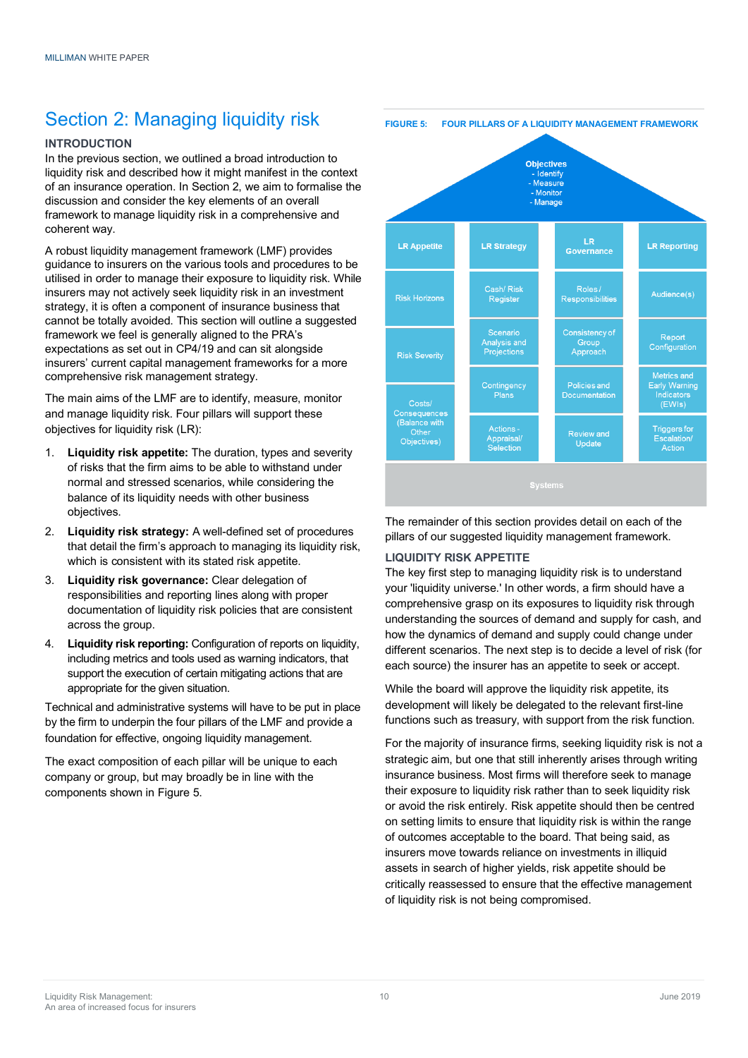# Section 2: Managing liquidity risk

## INTRODUCTION

In the previous section, we outlined a broad introduction to liquidity risk and described how it might manifest in the context of an insurance operation. In Section 2, we aim to formalise the discussion and consider the key elements of an overall framework to manage liquidity risk in a comprehensive and coherent way.

A robust liquidity management framework (LMF) provides guidance to insurers on the various tools and procedures to be utilised in order to manage their exposure to liquidity risk. While insurers may not actively seek liquidity risk in an investment strategy, it is often a component of insurance business that cannot be totally avoided. This section will outline a suggested framework we feel is generally aligned to the PRA's expectations as set out in CP4/19 and can sit alongside insurers' current capital management frameworks for a more comprehensive risk management strategy.

The main aims of the LMF are to identify, measure, monitor and manage liquidity risk. Four pillars will support these objectives for liquidity risk (LR):

1. **Liquidity risk appetite:** The duration, types and severity of risks that the firm aims to be able to withstand under normal and stressed scenarios, while considering the balance of its liquidity needs with other business objectives.
2. **Liquidity risk strategy:** A well-defined set of procedures that detail the firm's approach to managing its liquidity risk, which is consistent with its stated risk appetite.
3. **Liquidity risk governance:** Clear delegation of responsibilities and reporting lines along with proper documentation of liquidity risk policies that are consistent across the group.
4. **Liquidity risk reporting:** Configuration of reports on liquidity, including metrics and tools used as warning indicators, that support the execution of certain mitigating actions that are appropriate for the given situation.

Technical and administrative systems will have to be put in place by the firm to underpin the four pillars of the LMF and provide a foundation for effective, ongoing liquidity management.

The exact composition of each pillar will be unique to each company or group, but may broadly be in line with the components shown in Figure 5.

**FIGURE 5: FOUR PILLARS OF A LIQUIDITY MANAGEMENT FRAMEWORK**

**Objectives**
- Identify
- Measure
- Monitor
- Manage

| LR Appetite | LR Strategy | LR Governance | LR Reporting |
|---|---|---|---|
| Risk Horizons | Cash/ Risk Register | Roles / Responsibilities | Audience(s) |
| Risk Severity | Scenario Analysis and Projections | Consistency of Group Approach | Report Configuration |
| Costs/ Consequences (Balance with Other Objectives) | Contingency Plans | Policies and Documentation | Metrics and Early Warning Indicators (EWIs) |
| | Actions - Appraisal/ Selection | Review and Update | Triggers for Escalation/ Action |

**Systems**

The remainder of this section provides detail on each of the pillars of our suggested liquidity management framework.

## LIQUIDITY RISK APPETITE

The key first step to managing liquidity risk is to understand your 'liquidity universe.' In other words, a firm should have a comprehensive grasp on its exposures to liquidity risk through understanding the sources of demand and supply for cash, and how the dynamics of demand and supply could change under different scenarios. The next step is to decide a level of risk (for each source) the insurer has an appetite to seek or accept.

While the board will approve the liquidity risk appetite, its development will likely be delegated to the relevant first-line functions such as treasury, with support from the risk function.

For the majority of insurance firms, seeking liquidity risk is not a strategic aim, but one that still inherently arises through writing insurance business. Most firms will therefore seek to manage their exposure to liquidity risk rather than to seek liquidity risk or avoid the risk entirely. Risk appetite should then be centred on setting limits to ensure that liquidity risk is within the range of outcomes acceptable to the board. That being said, as insurers move towards reliance on investments in illiquid assets in search of higher yields, risk appetite should be critically reassessed to ensure that the effective management of liquidity risk is not being compromised.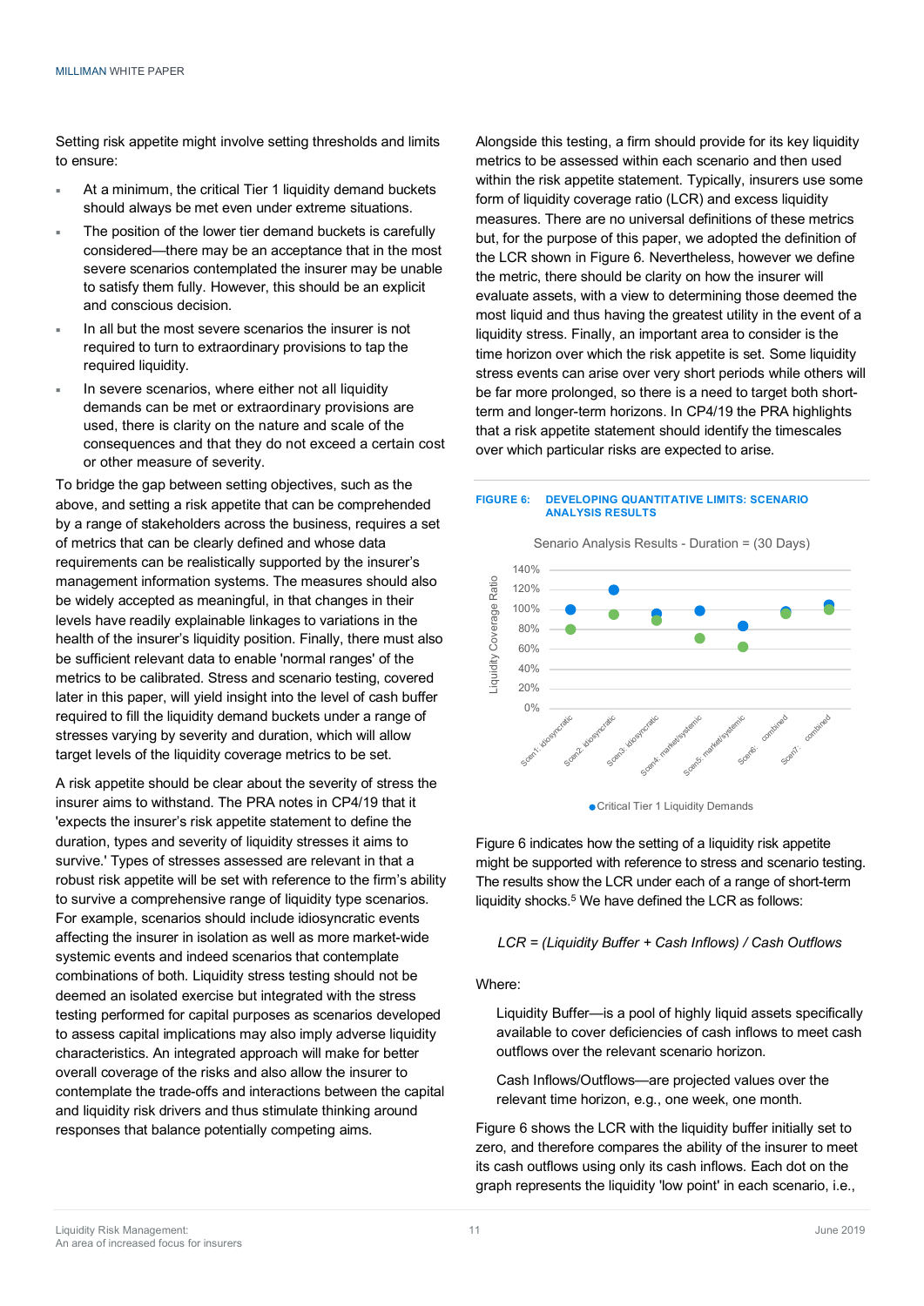Setting risk appetite might involve setting thresholds and limits to ensure:

- At a minimum, the critical Tier 1 liquidity demand buckets should always be met even under extreme situations.
- The position of the lower tier demand buckets is carefully considered—there may be an acceptance that in the most severe scenarios contemplated the insurer may be unable to satisfy them fully. However, this should be an explicit and conscious decision.
- In all but the most severe scenarios the insurer is not required to turn to extraordinary provisions to tap the required liquidity.
- In severe scenarios, where either not all liquidity demands can be met or extraordinary provisions are used, there is clarity on the nature and scale of the consequences and that they do not exceed a certain cost or other measure of severity.

To bridge the gap between setting objectives, such as the above, and setting a risk appetite that can be comprehended by a range of stakeholders across the business, requires a set of metrics that can be clearly defined and whose data requirements can be realistically supported by the insurer's management information systems. The measures should also be widely accepted as meaningful, in that changes in their levels have readily explainable linkages to variations in the health of the insurer's liquidity position. Finally, there must also be sufficient relevant data to enable 'normal ranges' of the metrics to be calibrated. Stress and scenario testing, covered later in this paper, will yield insight into the level of cash buffer required to fill the liquidity demand buckets under a range of stresses varying by severity and duration, which will allow target levels of the liquidity coverage metrics to be set.

A risk appetite should be clear about the severity of stress the insurer aims to withstand. The PRA notes in CP4/19 that it 'expects the insurer's risk appetite statement to define the duration, types and severity of liquidity stresses it aims to survive.' Types of stresses assessed are relevant in that a robust risk appetite will be set with reference to the firm's ability to survive a comprehensive range of liquidity type scenarios. For example, scenarios should include idiosyncratic events affecting the insurer in isolation as well as more market-wide systemic events and indeed scenarios that contemplate combinations of both. Liquidity stress testing should not be deemed an isolated exercise but integrated with the stress testing performed for capital purposes as scenarios developed to assess capital implications may also imply adverse liquidity characteristics. An integrated approach will make for better overall coverage of the risks and also allow the insurer to contemplate the trade-offs and interactions between the capital and liquidity risk drivers and thus stimulate thinking around responses that balance potentially competing aims.

Alongside this testing, a firm should provide for its key liquidity metrics to be assessed within each scenario and then used within the risk appetite statement. Typically, insurers use some form of liquidity coverage ratio (LCR) and excess liquidity measures. There are no universal definitions of these metrics but, for the purpose of this paper, we adopted the definition of the LCR shown in Figure 6. Nevertheless, however we define the metric, there should be clarity on how the insurer will evaluate assets, with a view to determining those deemed the most liquid and thus having the greatest utility in the event of a liquidity stress. Finally, an important area to consider is the time horizon over which the risk appetite is set. Some liquidity stress events can arise over very short periods while others will be far more prolonged, so there is a need to target both short-term and longer-term horizons. In CP4/19 the PRA highlights that a risk appetite statement should identify the timescales over which particular risks are expected to arise.

**FIGURE 6: DEVELOPING QUANTITATIVE LIMITS: SCENARIO ANALYSIS RESULTS**

Senario Analysis Results - Duration = (30 Days)

Liquidity Coverage Ratio (0%–140%)

Scen1: idiosyncratic, Scen2: idiosyncratic, Scen3: idiosyncratic, Scen4: market/systemic, Scen5: market/systemic, Scen6: combined, Scen7: combined

● Critical Tier 1 Liquidity Demands

Figure 6 indicates how the setting of a liquidity risk appetite might be supported with reference to stress and scenario testing. The results show the LCR under each of a range of short-term liquidity shocks.[5] We have defined the LCR as follows:

*LCR = (Liquidity Buffer + Cash Inflows) / Cash Outflows*

Where:

Liquidity Buffer—is a pool of highly liquid assets specifically available to cover deficiencies of cash inflows to meet cash outflows over the relevant scenario horizon.

Cash Inflows/Outflows—are projected values over the relevant time horizon, e.g., one week, one month.

Figure 6 shows the LCR with the liquidity buffer initially set to zero, and therefore compares the ability of the insurer to meet its cash outflows using only its cash inflows. Each dot on the graph represents the liquidity 'low point' in each scenario, i.e.,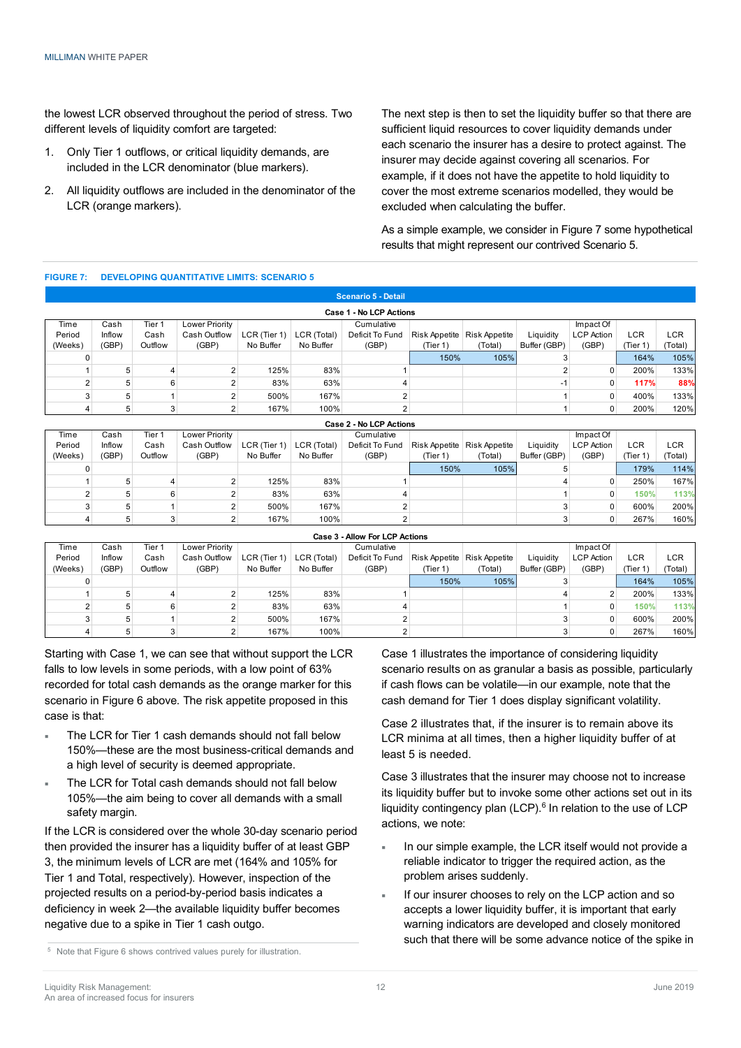the lowest LCR observed throughout the period of stress. Two different levels of liquidity comfort are targeted:

1. Only Tier 1 outflows, or critical liquidity demands, are included in the LCR denominator (blue markers).
2. All liquidity outflows are included in the denominator of the LCR (orange markers).

The next step is then to set the liquidity buffer so that there are sufficient liquid resources to cover liquidity demands under each scenario the insurer has a desire to protect against. The insurer may decide against covering all scenarios. For example, if it does not have the appetite to hold liquidity to cover the most extreme scenarios modelled, they would be excluded when calculating the buffer.

As a simple example, we consider in Figure 7 some hypothetical results that might represent our contrived Scenario 5.

**FIGURE 7: DEVELOPING QUANTITATIVE LIMITS: SCENARIO 5**

**Scenario 5 - Detail**

**Case 1 - No LCP Actions**

| Time Period (Weeks) | Cash Inflow (GBP) | Tier 1 Cash Outflow | Lower Priority Cash Outflow (GBP) | LCR (Tier 1) No Buffer | LCR (Total) No Buffer | Cumulative Deficit To Fund (GBP) | Risk Appetite (Tier 1) | Risk Appetite (Total) | Liquidity Buffer (GBP) | Impact Of LCP Action (GBP) | LCR (Tier 1) | LCR (Total) |
|---|---|---|---|---|---|---|---|---|---|---|---|---|
| 0 | | | | | | | 150% | 105% | 3 | | 164% | 105% |
| 1 | 5 | 4 | 2 | 125% | 83% | 1 | | | 2 | 0 | 200% | 133% |
| 2 | 5 | 6 | 2 | 83% | 63% | 4 | | | -1 | 0 | 117% | 88% |
| 3 | 5 | 1 | 2 | 500% | 167% | 2 | | | 1 | 0 | 400% | 133% |
| 4 | 5 | 3 | 2 | 167% | 100% | 2 | | | 1 | 0 | 200% | 120% |

**Case 2 - No LCP Actions**

| Time Period (Weeks) | Cash Inflow (GBP) | Tier 1 Cash Outflow | Lower Priority Cash Outflow (GBP) | LCR (Tier 1) No Buffer | LCR (Total) No Buffer | Cumulative Deficit To Fund (GBP) | Risk Appetite (Tier 1) | Risk Appetite (Total) | Liquidity Buffer (GBP) | Impact Of LCP Action (GBP) | LCR (Tier 1) | LCR (Total) |
|---|---|---|---|---|---|---|---|---|---|---|---|---|
| 0 | | | | | | | 150% | 105% | 5 | | 179% | 114% |
| 1 | 5 | 4 | 2 | 125% | 83% | 1 | | | 4 | 0 | 250% | 167% |
| 2 | 5 | 6 | 2 | 83% | 63% | 4 | | | 1 | 0 | 150% | 113% |
| 3 | 5 | 1 | 2 | 500% | 167% | 2 | | | 3 | 0 | 600% | 200% |
| 4 | 5 | 3 | 2 | 167% | 100% | 2 | | | 3 | 0 | 267% | 160% |

**Case 3 - Allow For LCP Actions**

| Time Period (Weeks) | Cash Inflow (GBP) | Tier 1 Cash Outflow | Lower Priority Cash Outflow (GBP) | LCR (Tier 1) No Buffer | LCR (Total) No Buffer | Cumulative Deficit To Fund (GBP) | Risk Appetite (Tier 1) | Risk Appetite (Total) | Liquidity Buffer (GBP) | Impact Of LCP Action (GBP) | LCR (Tier 1) | LCR (Total) |
|---|---|---|---|---|---|---|---|---|---|---|---|---|
| 0 | | | | | | | 150% | 105% | 3 | | 164% | 105% |
| 1 | 5 | 4 | 2 | 125% | 83% | 1 | | | 4 | 2 | 200% | 133% |
| 2 | 5 | 6 | 2 | 83% | 63% | 4 | | | 1 | 0 | 150% | 113% |
| 3 | 5 | 1 | 2 | 500% | 167% | 2 | | | 3 | 0 | 600% | 200% |
| 4 | 5 | 3 | 2 | 167% | 100% | 2 | | | 3 | 0 | 267% | 160% |

Starting with Case 1, we can see that without support the LCR falls to low levels in some periods, with a low point of 63% recorded for total cash demands as the orange marker for this scenario in Figure 6 above. The risk appetite proposed in this case is that:

- The LCR for Tier 1 cash demands should not fall below 150%—these are the most business-critical demands and a high level of security is deemed appropriate.
- The LCR for Total cash demands should not fall below 105%—the aim being to cover all demands with a small safety margin.

If the LCR is considered over the whole 30-day scenario period then provided the insurer has a liquidity buffer of at least GBP 3, the minimum levels of LCR are met (164% and 105% for Tier 1 and Total, respectively). However, inspection of the projected results on a period-by-period basis indicates a deficiency in week 2—the available liquidity buffer becomes negative due to a spike in Tier 1 cash outgo.

Case 1 illustrates the importance of considering liquidity scenario results on as granular a basis as possible, particularly if cash flows can be volatile—in our example, note that the cash demand for Tier 1 does display significant volatility.

Case 2 illustrates that, if the insurer is to remain above its LCR minima at all times, then a higher liquidity buffer of at least 5 is needed.

Case 3 illustrates that the insurer may choose not to increase its liquidity buffer but to invoke some other actions set out in its liquidity contingency plan (LCP).[6] In relation to the use of LCP actions, we note:

- In our simple example, the LCR itself would not provide a reliable indicator to trigger the required action, as the problem arises suddenly.
- If our insurer chooses to rely on the LCP action and so accepts a lower liquidity buffer, it is important that early warning indicators are developed and closely monitored such that there will be some advance notice of the spike in

[5] Note that Figure 6 shows contrived values purely for illustration.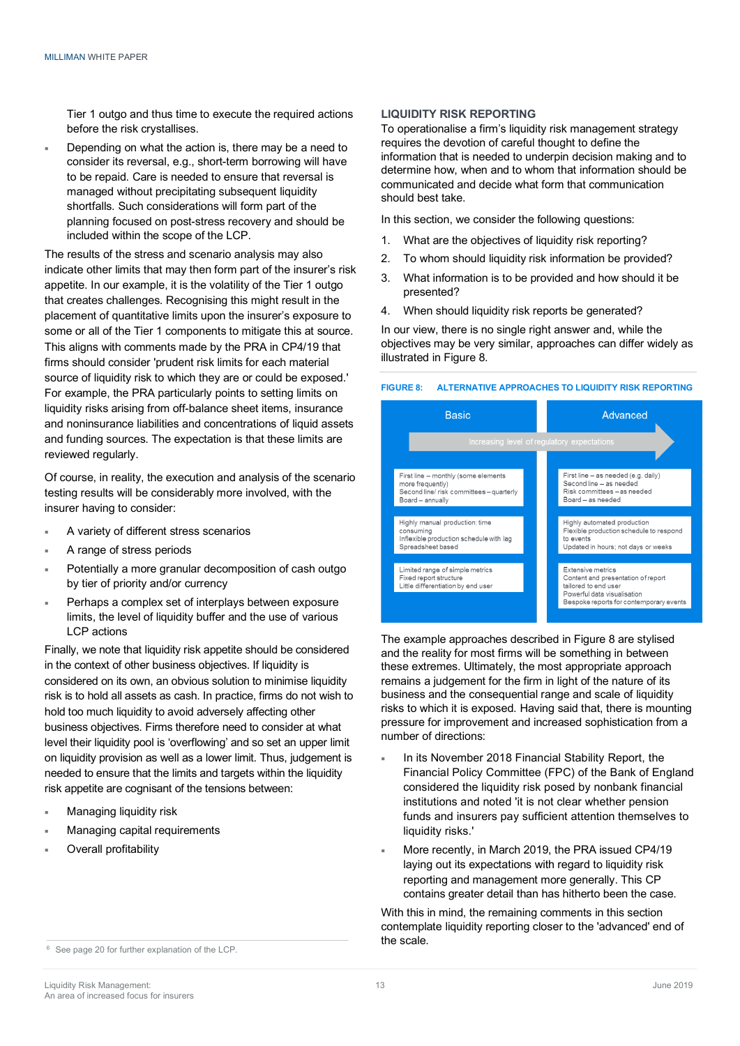Tier 1 outgo and thus time to execute the required actions before the risk crystallises.

- Depending on what the action is, there may be a need to consider its reversal, e.g., short-term borrowing will have to be repaid. Care is needed to ensure that reversal is managed without precipitating subsequent liquidity shortfalls. Such considerations will form part of the planning focused on post-stress recovery and should be included within the scope of the LCP.

The results of the stress and scenario analysis may also indicate other limits that may then form part of the insurer's risk appetite. In our example, it is the volatility of the Tier 1 outgo that creates challenges. Recognising this might result in the placement of quantitative limits upon the insurer's exposure to some or all of the Tier 1 components to mitigate this at source. This aligns with comments made by the PRA in CP4/19 that firms should consider 'prudent risk limits for each material source of liquidity risk to which they are or could be exposed.' For example, the PRA particularly points to setting limits on liquidity risks arising from off-balance sheet items, insurance and noninsurance liabilities and concentrations of liquid assets and funding sources. The expectation is that these limits are reviewed regularly.

Of course, in reality, the execution and analysis of the scenario testing results will be considerably more involved, with the insurer having to consider:

- A variety of different stress scenarios
- A range of stress periods
- Potentially a more granular decomposition of cash outgo by tier of priority and/or currency
- Perhaps a complex set of interplays between exposure limits, the level of liquidity buffer and the use of various LCP actions

Finally, we note that liquidity risk appetite should be considered in the context of other business objectives. If liquidity is considered on its own, an obvious solution to minimise liquidity risk is to hold all assets as cash. In practice, firms do not wish to hold too much liquidity to avoid adversely affecting other business objectives. Firms therefore need to consider at what level their liquidity pool is 'overflowing' and so set an upper limit on liquidity provision as well as a lower limit. Thus, judgement is needed to ensure that the limits and targets within the liquidity risk appetite are cognisant of the tensions between:

- Managing liquidity risk
- Managing capital requirements
- Overall profitability

[6] See page 20 for further explanation of the LCP.

## LIQUIDITY RISK REPORTING

To operationalise a firm's liquidity risk management strategy requires the devotion of careful thought to define the information that is needed to underpin decision making and to determine how, when and to whom that information should be communicated and decide what form that communication should best take.

In this section, we consider the following questions:

1. What are the objectives of liquidity risk reporting?
2. To whom should liquidity risk information be provided?
3. What information is to be provided and how should it be presented?
4. When should liquidity risk reports be generated?

In our view, there is no single right answer and, while the objectives may be very similar, approaches can differ widely as illustrated in Figure 8.

**FIGURE 8: ALTERNATIVE APPROACHES TO LIQUIDITY RISK REPORTING**

*Increasing level of regulatory expectations →*

| Basic | Advanced |
|---|---|
| First line – monthly (some elements more frequently)<br>Second line/ risk committees – quarterly<br>Board – annually | First line – as needed (e.g. daily)<br>Second line – as needed<br>Risk committees – as needed<br>Board – as needed |
| Highly manual production: time consuming<br>Inflexible production schedule with lag<br>Spreadsheet based | Highly automated production<br>Flexible production schedule to respond to events<br>Updated in hours; not days or weeks |
| Limited range of simple metrics<br>Fixed report structure<br>Little differentiation by end user | Extensive metrics<br>Content and presentation of report tailored to end user<br>Powerful data visualisation<br>Bespoke reports for contemporary events |

The example approaches described in Figure 8 are stylised and the reality for most firms will be something in between these extremes. Ultimately, the most appropriate approach remains a judgement for the firm in light of the nature of its business and the consequential range and scale of liquidity risks to which it is exposed. Having said that, there is mounting pressure for improvement and increased sophistication from a number of directions:

- In its November 2018 Financial Stability Report, the Financial Policy Committee (FPC) of the Bank of England considered the liquidity risk posed by nonbank financial institutions and noted 'it is not clear whether pension funds and insurers pay sufficient attention themselves to liquidity risks.'
- More recently, in March 2019, the PRA issued CP4/19 laying out its expectations with regard to liquidity risk reporting and management more generally. This CP contains greater detail than has hitherto been the case.

With this in mind, the remaining comments in this section contemplate liquidity reporting closer to the 'advanced' end of the scale.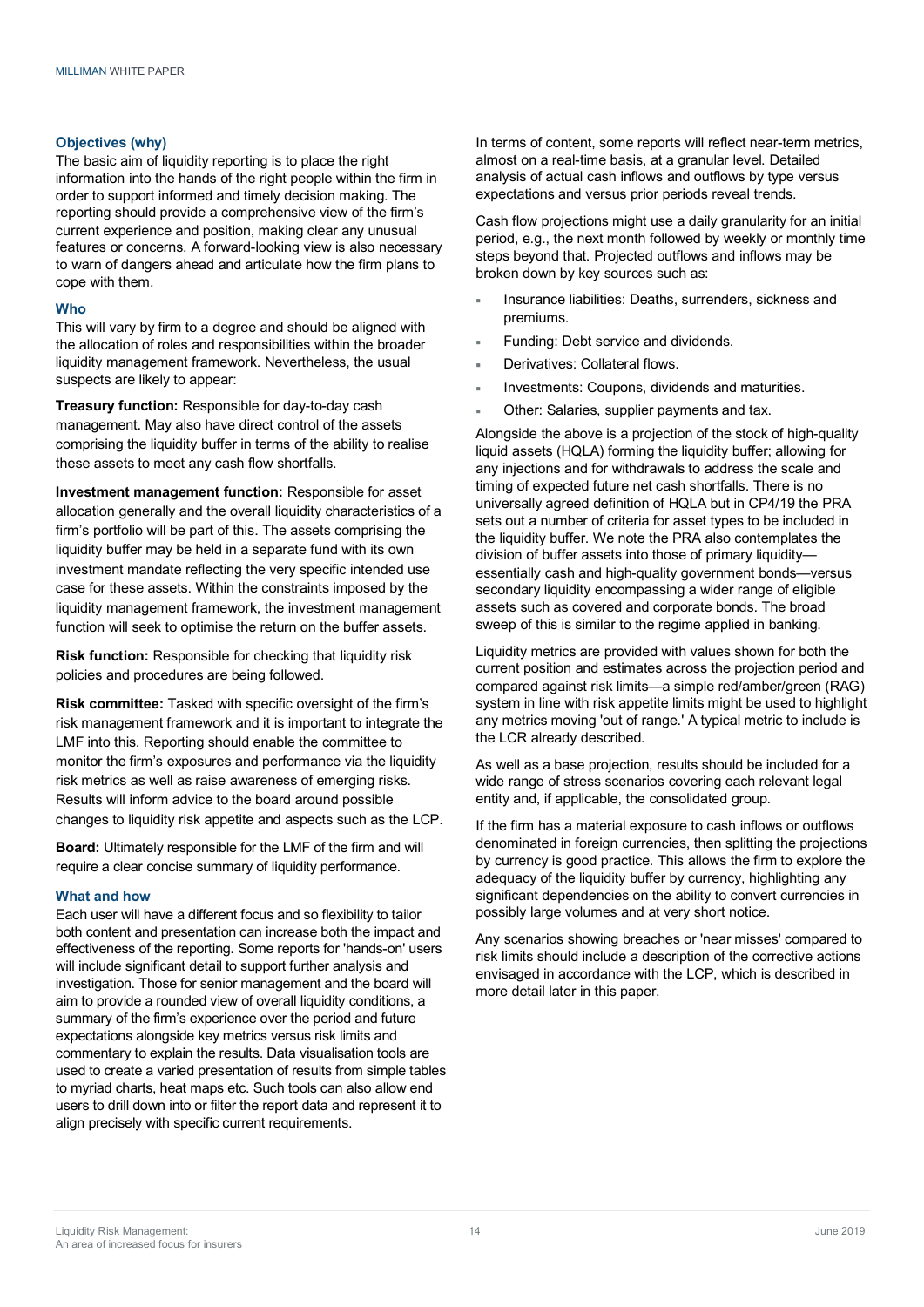### Objectives (why)

The basic aim of liquidity reporting is to place the right information into the hands of the right people within the firm in order to support informed and timely decision making. The reporting should provide a comprehensive view of the firm's current experience and position, making clear any unusual features or concerns. A forward-looking view is also necessary to warn of dangers ahead and articulate how the firm plans to cope with them.

### Who

This will vary by firm to a degree and should be aligned with the allocation of roles and responsibilities within the broader liquidity management framework. Nevertheless, the usual suspects are likely to appear:

**Treasury function:** Responsible for day-to-day cash management. May also have direct control of the assets comprising the liquidity buffer in terms of the ability to realise these assets to meet any cash flow shortfalls.

**Investment management function:** Responsible for asset allocation generally and the overall liquidity characteristics of a firm's portfolio will be part of this. The assets comprising the liquidity buffer may be held in a separate fund with its own investment mandate reflecting the very specific intended use case for these assets. Within the constraints imposed by the liquidity management framework, the investment management function will seek to optimise the return on the buffer assets.

**Risk function:** Responsible for checking that liquidity risk policies and procedures are being followed.

**Risk committee:** Tasked with specific oversight of the firm's risk management framework and it is important to integrate the LMF into this. Reporting should enable the committee to monitor the firm's exposures and performance via the liquidity risk metrics as well as raise awareness of emerging risks. Results will inform advice to the board around possible changes to liquidity risk appetite and aspects such as the LCP.

**Board:** Ultimately responsible for the LMF of the firm and will require a clear concise summary of liquidity performance.

### What and how

Each user will have a different focus and so flexibility to tailor both content and presentation can increase both the impact and effectiveness of the reporting. Some reports for 'hands-on' users will include significant detail to support further analysis and investigation. Those for senior management and the board will aim to provide a rounded view of overall liquidity conditions, a summary of the firm's experience over the period and future expectations alongside key metrics versus risk limits and commentary to explain the results. Data visualisation tools are used to create a varied presentation of results from simple tables to myriad charts, heat maps etc. Such tools can also allow end users to drill down into or filter the report data and represent it to align precisely with specific current requirements.

In terms of content, some reports will reflect near-term metrics, almost on a real-time basis, at a granular level. Detailed analysis of actual cash inflows and outflows by type versus expectations and versus prior periods reveal trends.

Cash flow projections might use a daily granularity for an initial period, e.g., the next month followed by weekly or monthly time steps beyond that. Projected outflows and inflows may be broken down by key sources such as:

- Insurance liabilities: Deaths, surrenders, sickness and premiums.
- Funding: Debt service and dividends.
- Derivatives: Collateral flows.
- Investments: Coupons, dividends and maturities.
- Other: Salaries, supplier payments and tax.

Alongside the above is a projection of the stock of high-quality liquid assets (HQLA) forming the liquidity buffer; allowing for any injections and for withdrawals to address the scale and timing of expected future net cash shortfalls. There is no universally agreed definition of HQLA but in CP4/19 the PRA sets out a number of criteria for asset types to be included in the liquidity buffer. We note the PRA also contemplates the division of buffer assets into those of primary liquidity—essentially cash and high-quality government bonds—versus secondary liquidity encompassing a wider range of eligible assets such as covered and corporate bonds. The broad sweep of this is similar to the regime applied in banking.

Liquidity metrics are provided with values shown for both the current position and estimates across the projection period and compared against risk limits—a simple red/amber/green (RAG) system in line with risk appetite limits might be used to highlight any metrics moving 'out of range.' A typical metric to include is the LCR already described.

As well as a base projection, results should be included for a wide range of stress scenarios covering each relevant legal entity and, if applicable, the consolidated group.

If the firm has a material exposure to cash inflows or outflows denominated in foreign currencies, then splitting the projections by currency is good practice. This allows the firm to explore the adequacy of the liquidity buffer by currency, highlighting any significant dependencies on the ability to convert currencies in possibly large volumes and at very short notice.

Any scenarios showing breaches or 'near misses' compared to risk limits should include a description of the corrective actions envisaged in accordance with the LCP, which is described in more detail later in this paper.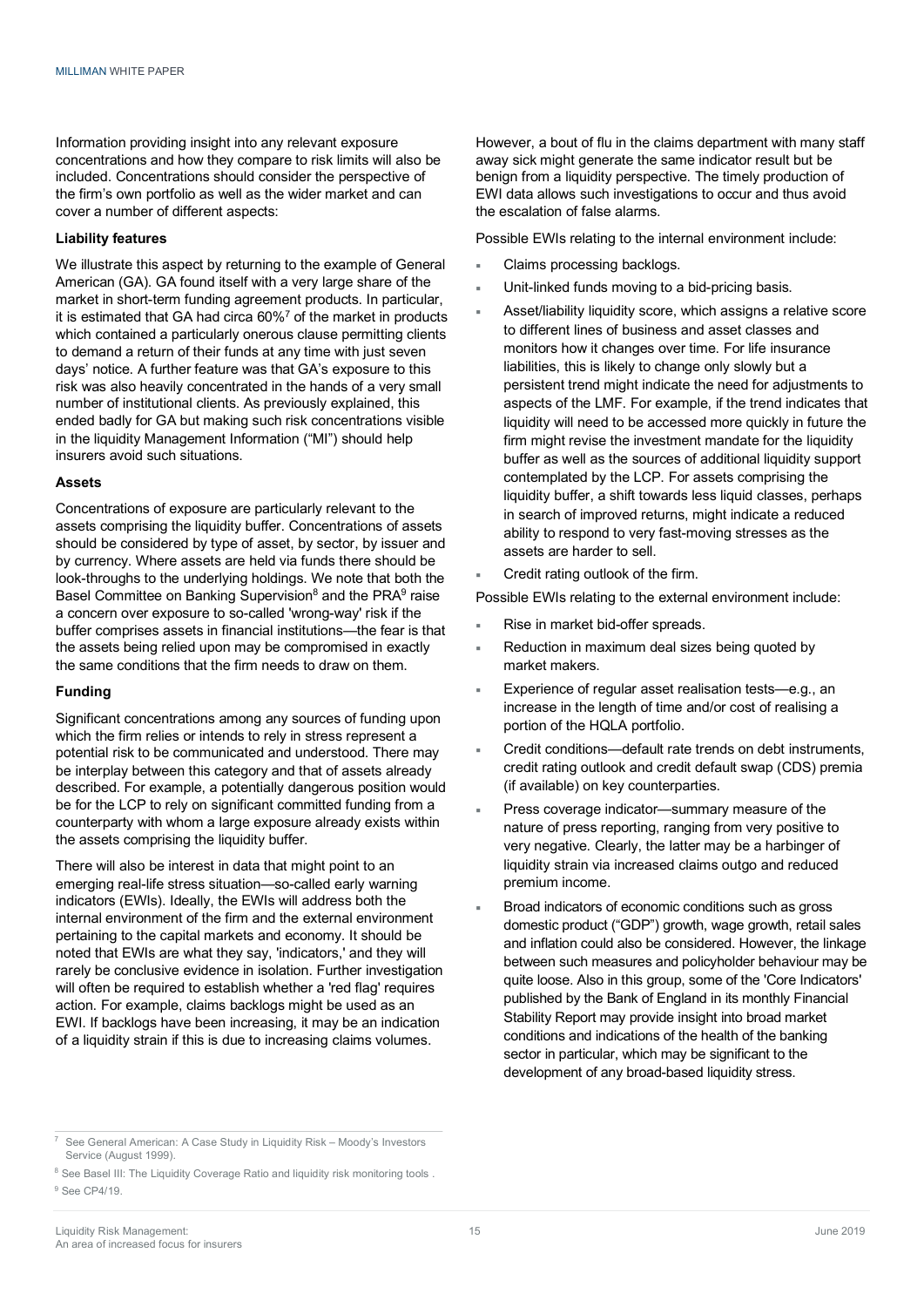Information providing insight into any relevant exposure concentrations and how they compare to risk limits will also be included. Concentrations should consider the perspective of the firm's own portfolio as well as the wider market and can cover a number of different aspects:

**Liability features**

We illustrate this aspect by returning to the example of General American (GA). GA found itself with a very large share of the market in short-term funding agreement products. In particular, it is estimated that GA had circa 60%[7] of the market in products which contained a particularly onerous clause permitting clients to demand a return of their funds at any time with just seven days' notice. A further feature was that GA's exposure to this risk was also heavily concentrated in the hands of a very small number of institutional clients. As previously explained, this ended badly for GA but making such risk concentrations visible in the liquidity Management Information ("MI") should help insurers avoid such situations.

**Assets**

Concentrations of exposure are particularly relevant to the assets comprising the liquidity buffer. Concentrations of assets should be considered by type of asset, by sector, by issuer and by currency. Where assets are held via funds there should be look-throughs to the underlying holdings. We note that both the Basel Committee on Banking Supervision[8] and the PRA[9] raise a concern over exposure to so-called 'wrong-way' risk if the buffer comprises assets in financial institutions—the fear is that the assets being relied upon may be compromised in exactly the same conditions that the firm needs to draw on them.

**Funding**

Significant concentrations among any sources of funding upon which the firm relies or intends to rely in stress represent a potential risk to be communicated and understood. There may be interplay between this category and that of assets already described. For example, a potentially dangerous position would be for the LCP to rely on significant committed funding from a counterparty with whom a large exposure already exists within the assets comprising the liquidity buffer.

There will also be interest in data that might point to an emerging real-life stress situation—so-called early warning indicators (EWIs). Ideally, the EWIs will address both the internal environment of the firm and the external environment pertaining to the capital markets and economy. It should be noted that EWIs are what they say, 'indicators,' and they will rarely be conclusive evidence in isolation. Further investigation will often be required to establish whether a 'red flag' requires action. For example, claims backlogs might be used as an EWI. If backlogs have been increasing, it may be an indication of a liquidity strain if this is due to increasing claims volumes. However, a bout of flu in the claims department with many staff away sick might generate the same indicator result but be benign from a liquidity perspective. The timely production of EWI data allows such investigations to occur and thus avoid the escalation of false alarms.

Possible EWIs relating to the internal environment include:

- Claims processing backlogs.
- Unit-linked funds moving to a bid-pricing basis.
- Asset/liability liquidity score, which assigns a relative score to different lines of business and asset classes and monitors how it changes over time. For life insurance liabilities, this is likely to change only slowly but a persistent trend might indicate the need for adjustments to aspects of the LMF. For example, if the trend indicates that liquidity will need to be accessed more quickly in future the firm might revise the investment mandate for the liquidity buffer as well as the sources of additional liquidity support contemplated by the LCP. For assets comprising the liquidity buffer, a shift towards less liquid classes, perhaps in search of improved returns, might indicate a reduced ability to respond to very fast-moving stresses as the assets are harder to sell.
- Credit rating outlook of the firm.

Possible EWIs relating to the external environment include:

- Rise in market bid-offer spreads.
- Reduction in maximum deal sizes being quoted by market makers.
- Experience of regular asset realisation tests—e.g., an increase in the length of time and/or cost of realising a portion of the HQLA portfolio.
- Credit conditions—default rate trends on debt instruments, credit rating outlook and credit default swap (CDS) premia (if available) on key counterparties.
- Press coverage indicator—summary measure of the nature of press reporting, ranging from very positive to very negative. Clearly, the latter may be a harbinger of liquidity strain via increased claims outgo and reduced premium income.
- Broad indicators of economic conditions such as gross domestic product ("GDP") growth, wage growth, retail sales and inflation could also be considered. However, the linkage between such measures and policyholder behaviour may be quite loose. Also in this group, some of the 'Core Indicators' published by the Bank of England in its monthly Financial Stability Report may provide insight into broad market conditions and indications of the health of the banking sector in particular, which may be significant to the development of any broad-based liquidity stress.

---

[7] See General American: A Case Study in Liquidity Risk – Moody's Investors Service (August 1999).

[8] See Basel III: The Liquidity Coverage Ratio and liquidity risk monitoring tools .

[9] See CP4/19.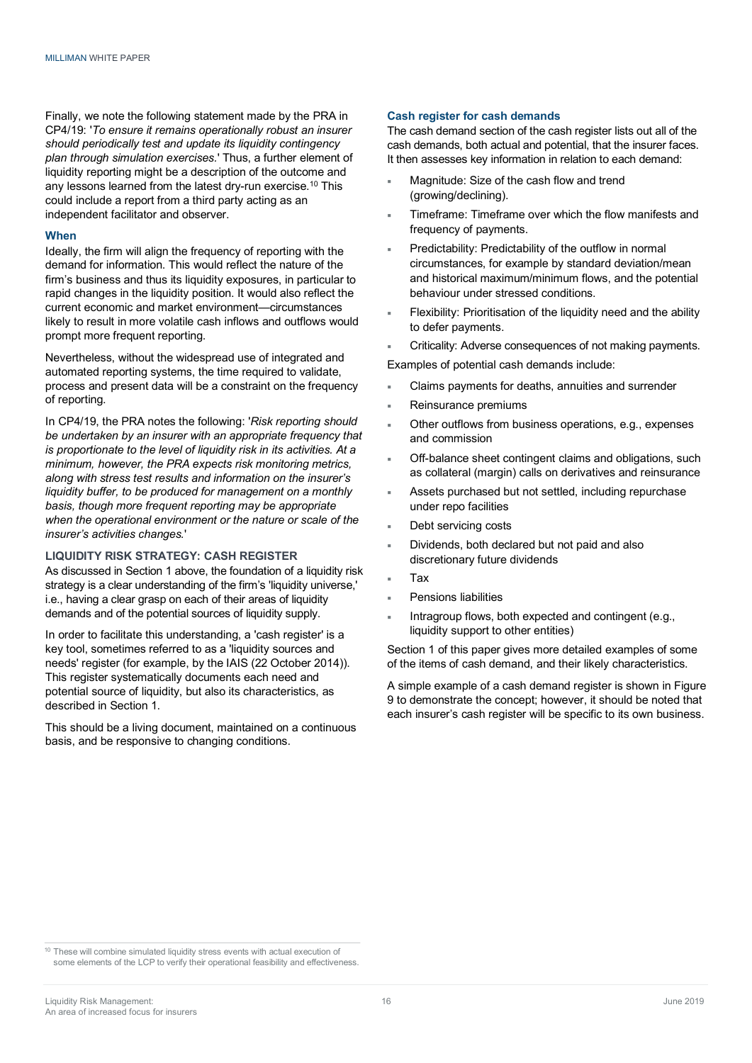Finally, we note the following statement made by the PRA in CP4/19: '*To ensure it remains operationally robust an insurer should periodically test and update its liquidity contingency plan through simulation exercises*.' Thus, a further element of liquidity reporting might be a description of the outcome and any lessons learned from the latest dry-run exercise.[10] This could include a report from a third party acting as an independent facilitator and observer.

### When

Ideally, the firm will align the frequency of reporting with the demand for information. This would reflect the nature of the firm's business and thus its liquidity exposures, in particular to rapid changes in the liquidity position. It would also reflect the current economic and market environment—circumstances likely to result in more volatile cash inflows and outflows would prompt more frequent reporting.

Nevertheless, without the widespread use of integrated and automated reporting systems, the time required to validate, process and present data will be a constraint on the frequency of reporting.

In CP4/19, the PRA notes the following: '*Risk reporting should be undertaken by an insurer with an appropriate frequency that is proportionate to the level of liquidity risk in its activities. At a minimum, however, the PRA expects risk monitoring metrics, along with stress test results and information on the insurer's liquidity buffer, to be produced for management on a monthly basis, though more frequent reporting may be appropriate when the operational environment or the nature or scale of the insurer's activities changes.*'

## LIQUIDITY RISK STRATEGY: CASH REGISTER

As discussed in Section 1 above, the foundation of a liquidity risk strategy is a clear understanding of the firm's 'liquidity universe,' i.e., having a clear grasp on each of their areas of liquidity demands and of the potential sources of liquidity supply.

In order to facilitate this understanding, a 'cash register' is a key tool, sometimes referred to as a 'liquidity sources and needs' register (for example, by the IAIS (22 October 2014)). This register systematically documents each need and potential source of liquidity, but also its characteristics, as described in Section 1.

This should be a living document, maintained on a continuous basis, and be responsive to changing conditions.

### Cash register for cash demands

The cash demand section of the cash register lists out all of the cash demands, both actual and potential, that the insurer faces. It then assesses key information in relation to each demand:

- Magnitude: Size of the cash flow and trend (growing/declining).
- Timeframe: Timeframe over which the flow manifests and frequency of payments.
- Predictability: Predictability of the outflow in normal circumstances, for example by standard deviation/mean and historical maximum/minimum flows, and the potential behaviour under stressed conditions.
- Flexibility: Prioritisation of the liquidity need and the ability to defer payments.
- Criticality: Adverse consequences of not making payments.

Examples of potential cash demands include:

- Claims payments for deaths, annuities and surrender
- Reinsurance premiums
- Other outflows from business operations, e.g., expenses and commission
- Off-balance sheet contingent claims and obligations, such as collateral (margin) calls on derivatives and reinsurance
- Assets purchased but not settled, including repurchase under repo facilities
- Debt servicing costs
- Dividends, both declared but not paid and also discretionary future dividends
- Tax
- Pensions liabilities
- Intragroup flows, both expected and contingent (e.g., liquidity support to other entities)

Section 1 of this paper gives more detailed examples of some of the items of cash demand, and their likely characteristics.

A simple example of a cash demand register is shown in Figure 9 to demonstrate the concept; however, it should be noted that each insurer's cash register will be specific to its own business.

[10] These will combine simulated liquidity stress events with actual execution of some elements of the LCP to verify their operational feasibility and effectiveness.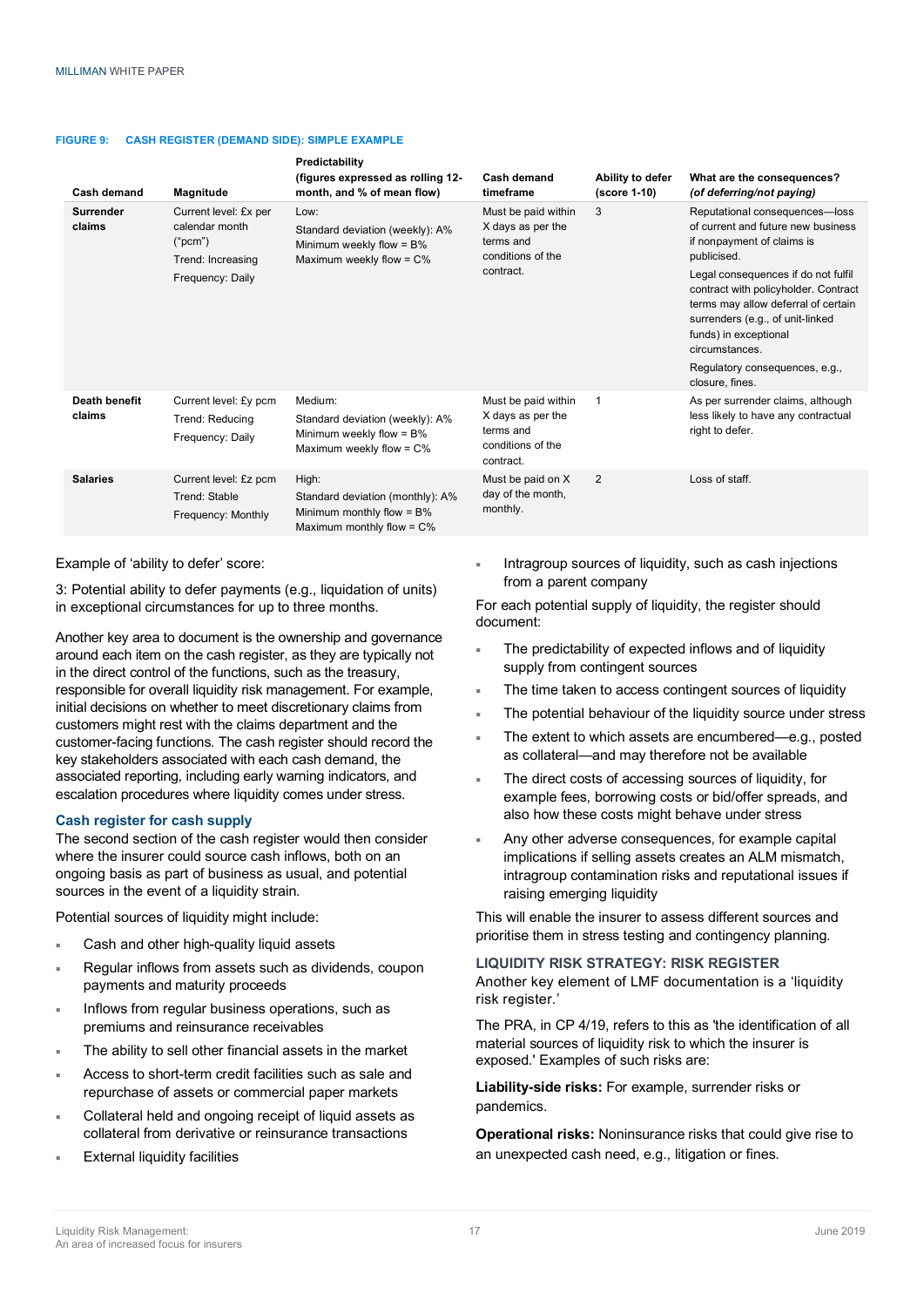**FIGURE 9: CASH REGISTER (DEMAND SIDE): SIMPLE EXAMPLE**

| Cash demand | Magnitude | Predictability (figures expressed as rolling 12-month, and % of mean flow) | Cash demand timeframe | Ability to defer (score 1-10) | What are the consequences? *(of deferring/not paying)* |
|---|---|---|---|---|---|
| **Surrender claims** | Current level: £x per calendar month ("pcm")<br>Trend: Increasing<br>Frequency: Daily | Low:<br>Standard deviation (weekly): A%<br>Minimum weekly flow = B%<br>Maximum weekly flow = C% | Must be paid within X days as per the terms and conditions of the contract. | 3 | Reputational consequences—loss of current and future new business if nonpayment of claims is publicised.<br>Legal consequences if do not fulfil contract with policyholder. Contract terms may allow deferral of certain surrenders (e.g., of unit-linked funds) in exceptional circumstances.<br>Regulatory consequences, e.g., closure, fines. |
| **Death benefit claims** | Current level: £y pcm<br>Trend: Reducing<br>Frequency: Daily | Medium:<br>Standard deviation (weekly): A%<br>Minimum weekly flow = B%<br>Maximum weekly flow = C% | Must be paid within X days as per the terms and conditions of the contract. | 1 | As per surrender claims, although less likely to have any contractual right to defer. |
| **Salaries** | Current level: £z pcm<br>Trend: Stable<br>Frequency: Monthly | High:<br>Standard deviation (monthly): A%<br>Minimum monthly flow = B%<br>Maximum monthly flow = C% | Must be paid on X day of the month, monthly. | 2 | Loss of staff. |

Example of 'ability to defer' score:

3: Potential ability to defer payments (e.g., liquidation of units) in exceptional circumstances for up to three months.

Another key area to document is the ownership and governance around each item on the cash register, as they are typically not in the direct control of the functions, such as the treasury, responsible for overall liquidity risk management. For example, initial decisions on whether to meet discretionary claims from customers might rest with the claims department and the customer-facing functions. The cash register should record the key stakeholders associated with each cash demand, the associated reporting, including early warning indicators, and escalation procedures where liquidity comes under stress.

### Cash register for cash supply

The second section of the cash register would then consider where the insurer could source cash inflows, both on an ongoing basis as part of business as usual, and potential sources in the event of a liquidity strain.

Potential sources of liquidity might include:

- Cash and other high-quality liquid assets
- Regular inflows from assets such as dividends, coupon payments and maturity proceeds
- Inflows from regular business operations, such as premiums and reinsurance receivables
- The ability to sell other financial assets in the market
- Access to short-term credit facilities such as sale and repurchase of assets or commercial paper markets
- Collateral held and ongoing receipt of liquid assets as collateral from derivative or reinsurance transactions
- External liquidity facilities
- Intragroup sources of liquidity, such as cash injections from a parent company

For each potential supply of liquidity, the register should document:

- The predictability of expected inflows and of liquidity supply from contingent sources
- The time taken to access contingent sources of liquidity
- The potential behaviour of the liquidity source under stress
- The extent to which assets are encumbered—e.g., posted as collateral—and may therefore not be available
- The direct costs of accessing sources of liquidity, for example fees, borrowing costs or bid/offer spreads, and also how these costs might behave under stress
- Any other adverse consequences, for example capital implications if selling assets creates an ALM mismatch, intragroup contamination risks and reputational issues if raising emerging liquidity

This will enable the insurer to assess different sources and prioritise them in stress testing and contingency planning.

## LIQUIDITY RISK STRATEGY: RISK REGISTER

Another key element of LMF documentation is a 'liquidity risk register.'

The PRA, in CP 4/19, refers to this as 'the identification of all material sources of liquidity risk to which the insurer is exposed.' Examples of such risks are:

**Liability-side risks:** For example, surrender risks or pandemics.

**Operational risks:** Noninsurance risks that could give rise to an unexpected cash need, e.g., litigation or fines.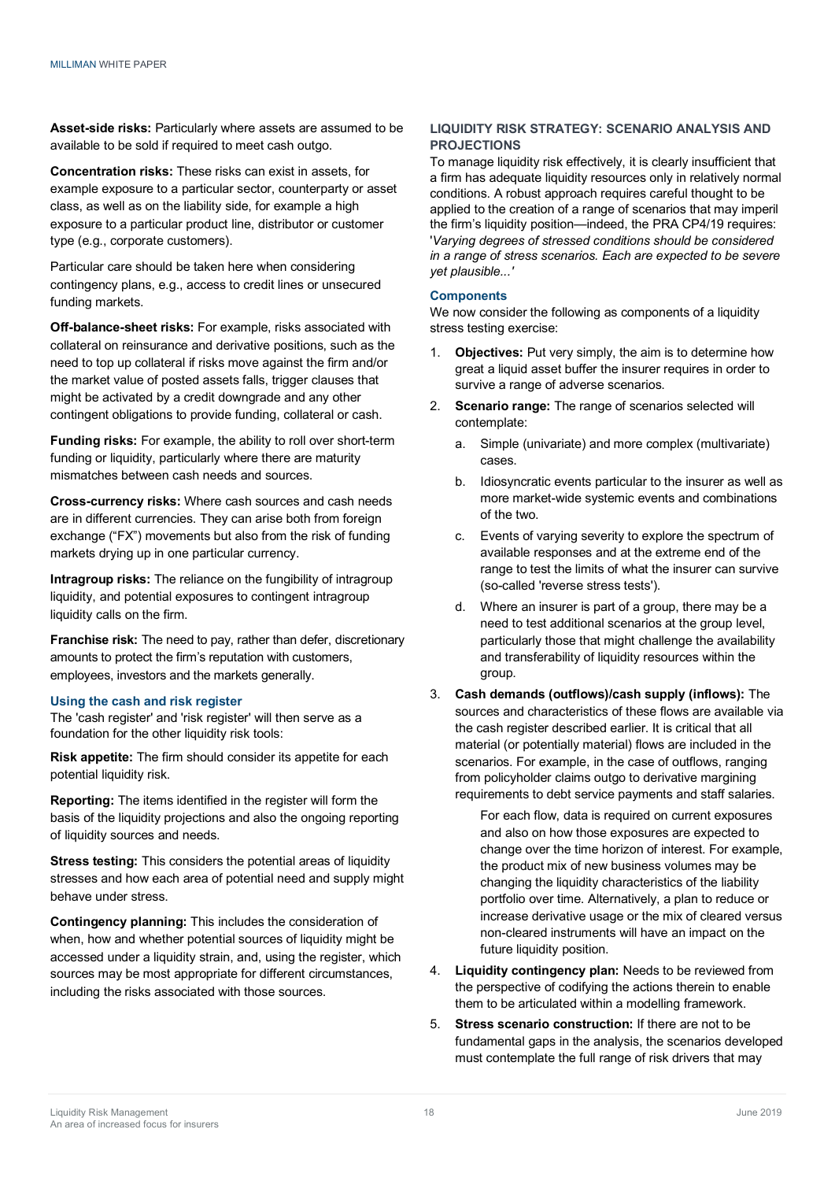**Asset-side risks:** Particularly where assets are assumed to be available to be sold if required to meet cash outgo.

**Concentration risks:** These risks can exist in assets, for example exposure to a particular sector, counterparty or asset class, as well as on the liability side, for example a high exposure to a particular product line, distributor or customer type (e.g., corporate customers).

Particular care should be taken here when considering contingency plans, e.g., access to credit lines or unsecured funding markets.

**Off-balance-sheet risks:** For example, risks associated with collateral on reinsurance and derivative positions, such as the need to top up collateral if risks move against the firm and/or the market value of posted assets falls, trigger clauses that might be activated by a credit downgrade and any other contingent obligations to provide funding, collateral or cash.

**Funding risks:** For example, the ability to roll over short-term funding or liquidity, particularly where there are maturity mismatches between cash needs and sources.

**Cross-currency risks:** Where cash sources and cash needs are in different currencies. They can arise both from foreign exchange ("FX") movements but also from the risk of funding markets drying up in one particular currency.

**Intragroup risks:** The reliance on the fungibility of intragroup liquidity, and potential exposures to contingent intragroup liquidity calls on the firm.

**Franchise risk:** The need to pay, rather than defer, discretionary amounts to protect the firm's reputation with customers, employees, investors and the markets generally.

### Using the cash and risk register

The 'cash register' and 'risk register' will then serve as a foundation for the other liquidity risk tools:

**Risk appetite:** The firm should consider its appetite for each potential liquidity risk.

**Reporting:** The items identified in the register will form the basis of the liquidity projections and also the ongoing reporting of liquidity sources and needs.

**Stress testing:** This considers the potential areas of liquidity stresses and how each area of potential need and supply might behave under stress.

**Contingency planning:** This includes the consideration of when, how and whether potential sources of liquidity might be accessed under a liquidity strain, and, using the register, which sources may be most appropriate for different circumstances, including the risks associated with those sources.

## LIQUIDITY RISK STRATEGY: SCENARIO ANALYSIS AND PROJECTIONS

To manage liquidity risk effectively, it is clearly insufficient that a firm has adequate liquidity resources only in relatively normal conditions. A robust approach requires careful thought to be applied to the creation of a range of scenarios that may imperil the firm's liquidity position—indeed, the PRA CP4/19 requires: '*Varying degrees of stressed conditions should be considered in a range of stress scenarios. Each are expected to be severe yet plausible...*'

### Components

We now consider the following as components of a liquidity stress testing exercise:

1. **Objectives:** Put very simply, the aim is to determine how great a liquid asset buffer the insurer requires in order to survive a range of adverse scenarios.
2. **Scenario range:** The range of scenarios selected will contemplate:
   a. Simple (univariate) and more complex (multivariate) cases.
   b. Idiosyncratic events particular to the insurer as well as more market-wide systemic events and combinations of the two.
   c. Events of varying severity to explore the spectrum of available responses and at the extreme end of the range to test the limits of what the insurer can survive (so-called 'reverse stress tests').
   d. Where an insurer is part of a group, there may be a need to test additional scenarios at the group level, particularly those that might challenge the availability and transferability of liquidity resources within the group.
3. **Cash demands (outflows)/cash supply (inflows):** The sources and characteristics of these flows are available via the cash register described earlier. It is critical that all material (or potentially material) flows are included in the scenarios. For example, in the case of outflows, ranging from policyholder claims outgo to derivative margining requirements to debt service payments and staff salaries.

   For each flow, data is required on current exposures and also on how those exposures are expected to change over the time horizon of interest. For example, the product mix of new business volumes may be changing the liquidity characteristics of the liability portfolio over time. Alternatively, a plan to reduce or increase derivative usage or the mix of cleared versus non-cleared instruments will have an impact on the future liquidity position.
4. **Liquidity contingency plan:** Needs to be reviewed from the perspective of codifying the actions therein to enable them to be articulated within a modelling framework.
5. **Stress scenario construction:** If there are not to be fundamental gaps in the analysis, the scenarios developed must contemplate the full range of risk drivers that may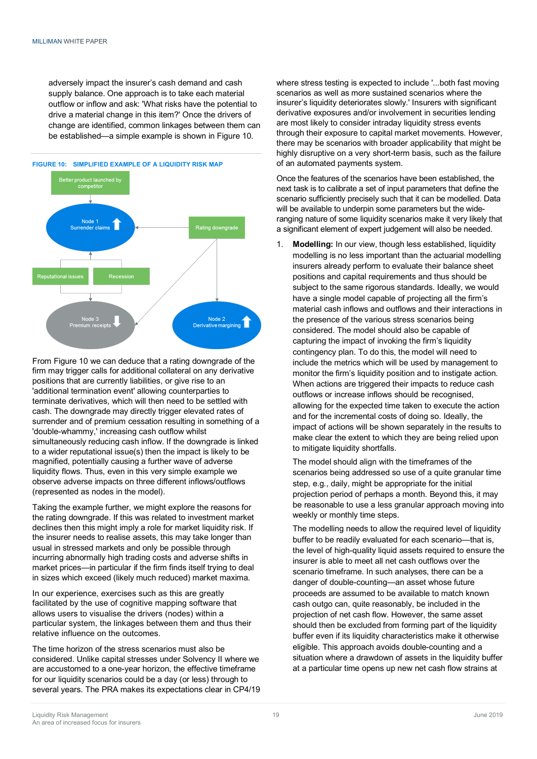adversely impact the insurer's cash demand and cash supply balance. One approach is to take each material outflow or inflow and ask: 'What risks have the potential to drive a material change in this item?' Once the drivers of change are identified, common linkages between them can be established—a simple example is shown in Figure 10.

**FIGURE 10: SIMPLIFIED EXAMPLE OF A LIQUIDITY RISK MAP**

Better product launched by competitor

Node 1 Surrender claims

Rating downgrade

Reputational issues

Recession

Node 3 Premium receipts

Node 2 Derivative margining

From Figure 10 we can deduce that a rating downgrade of the firm may trigger calls for additional collateral on any derivative positions that are currently liabilities, or give rise to an 'additional termination event' allowing counterparties to terminate derivatives, which will then need to be settled with cash. The downgrade may directly trigger elevated rates of surrender and of premium cessation resulting in something of a 'double-whammy,' increasing cash outflow whilst simultaneously reducing cash inflow. If the downgrade is linked to a wider reputational issue(s) then the impact is likely to be magnified, potentially causing a further wave of adverse liquidity flows. Thus, even in this very simple example we observe adverse impacts on three different inflows/outflows (represented as nodes in the model).

Taking the example further, we might explore the reasons for the rating downgrade. If this was related to investment market declines then this might imply a role for market liquidity risk. If the insurer needs to realise assets, this may take longer than usual in stressed markets and only be possible through incurring abnormally high trading costs and adverse shifts in market prices—in particular if the firm finds itself trying to deal in sizes which exceed (likely much reduced) market maxima.

In our experience, exercises such as this are greatly facilitated by the use of cognitive mapping software that allows users to visualise the drivers (nodes) within a particular system, the linkages between them and thus their relative influence on the outcomes.

The time horizon of the stress scenarios must also be considered. Unlike capital stresses under Solvency II where we are accustomed to a one-year horizon, the effective timeframe for our liquidity scenarios could be a day (or less) through to several years. The PRA makes its expectations clear in CP4/19 where stress testing is expected to include '...both fast moving scenarios as well as more sustained scenarios where the insurer's liquidity deteriorates slowly.' Insurers with significant derivative exposures and/or involvement in securities lending are most likely to consider intraday liquidity stress events through their exposure to capital market movements. However, there may be scenarios with broader applicability that might be highly disruptive on a very short-term basis, such as the failure of an automated payments system.

Once the features of the scenarios have been established, the next task is to calibrate a set of input parameters that define the scenario sufficiently precisely such that it can be modelled. Data will be available to underpin some parameters but the wide-ranging nature of some liquidity scenarios make it very likely that a significant element of expert judgement will also be needed.

1. **Modelling:** In our view, though less established, liquidity modelling is no less important than the actuarial modelling insurers already perform to evaluate their balance sheet positions and capital requirements and thus should be subject to the same rigorous standards. Ideally, we would have a single model capable of projecting all the firm's material cash inflows and outflows and their interactions in the presence of the various stress scenarios being considered. The model should also be capable of capturing the impact of invoking the firm's liquidity contingency plan. To do this, the model will need to include the metrics which will be used by management to monitor the firm's liquidity position and to instigate action. When actions are triggered their impacts to reduce cash outflows or increase inflows should be recognised, allowing for the expected time taken to execute the action and for the incremental costs of doing so. Ideally, the impact of actions will be shown separately in the results to make clear the extent to which they are being relied upon to mitigate liquidity shortfalls.

   The model should align with the timeframes of the scenarios being addressed so use of a quite granular time step, e.g., daily, might be appropriate for the initial projection period of perhaps a month. Beyond this, it may be reasonable to use a less granular approach moving into weekly or monthly time steps.

   The modelling needs to allow the required level of liquidity buffer to be readily evaluated for each scenario—that is, the level of high-quality liquid assets required to ensure the insurer is able to meet all net cash outflows over the scenario timeframe. In such analyses, there can be a danger of double-counting—an asset whose future proceeds are assumed to be available to match known cash outgo can, quite reasonably, be included in the projection of net cash flow. However, the same asset should then be excluded from forming part of the liquidity buffer even if its liquidity characteristics make it otherwise eligible. This approach avoids double-counting and a situation where a drawdown of assets in the liquidity buffer at a particular time opens up new net cash flow strains at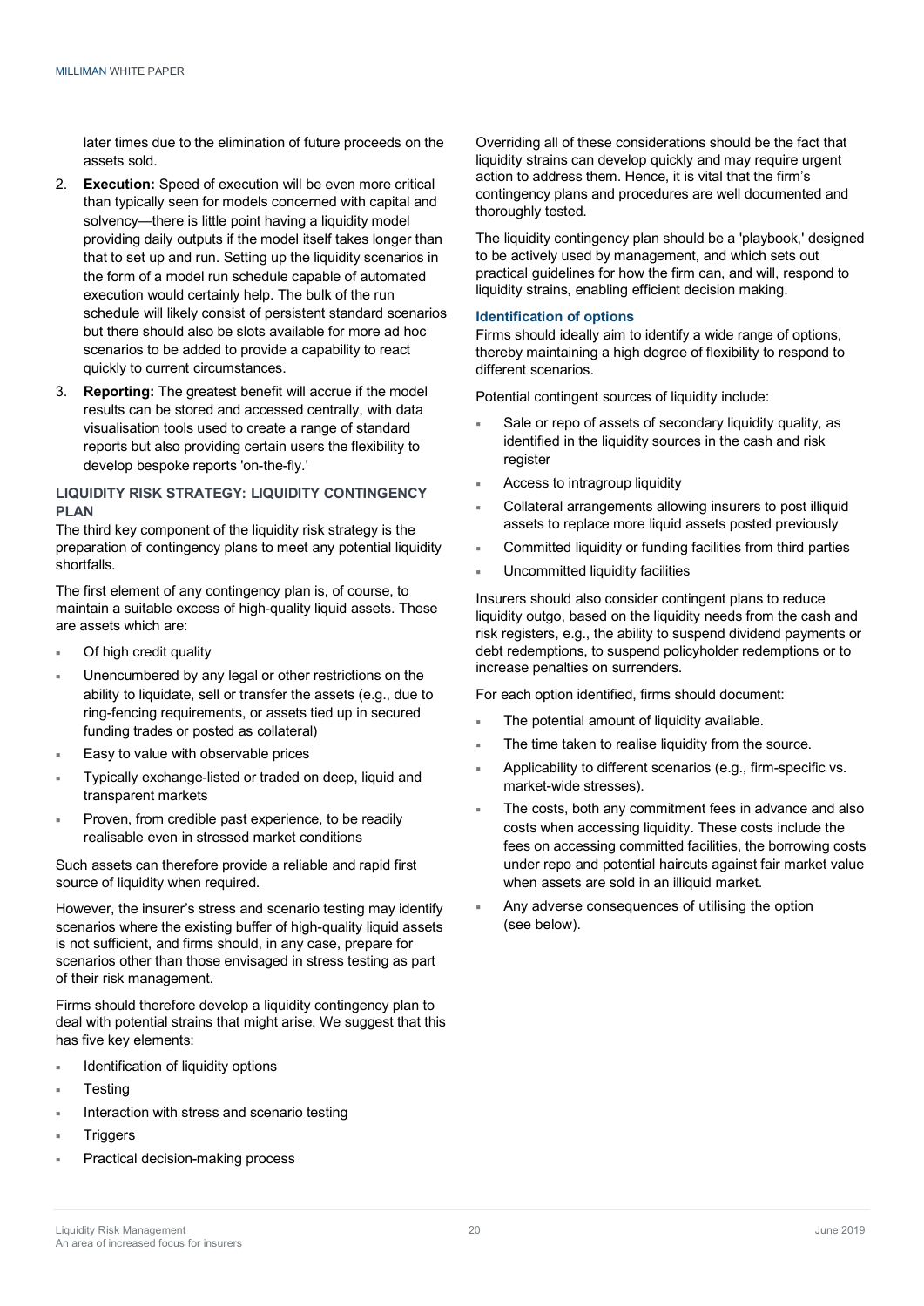later times due to the elimination of future proceeds on the assets sold.

2. **Execution:** Speed of execution will be even more critical than typically seen for models concerned with capital and solvency—there is little point having a liquidity model providing daily outputs if the model itself takes longer than that to set up and run. Setting up the liquidity scenarios in the form of a model run schedule capable of automated execution would certainly help. The bulk of the run schedule will likely consist of persistent standard scenarios but there should also be slots available for more ad hoc scenarios to be added to provide a capability to react quickly to current circumstances.
3. **Reporting:** The greatest benefit will accrue if the model results can be stored and accessed centrally, with data visualisation tools used to create a range of standard reports but also providing certain users the flexibility to develop bespoke reports 'on-the-fly.'

## LIQUIDITY RISK STRATEGY: LIQUIDITY CONTINGENCY PLAN

The third key component of the liquidity risk strategy is the preparation of contingency plans to meet any potential liquidity shortfalls.

The first element of any contingency plan is, of course, to maintain a suitable excess of high-quality liquid assets. These are assets which are:

- Of high credit quality
- Unencumbered by any legal or other restrictions on the ability to liquidate, sell or transfer the assets (e.g., due to ring-fencing requirements, or assets tied up in secured funding trades or posted as collateral)
- Easy to value with observable prices
- Typically exchange-listed or traded on deep, liquid and transparent markets
- Proven, from credible past experience, to be readily realisable even in stressed market conditions

Such assets can therefore provide a reliable and rapid first source of liquidity when required.

However, the insurer's stress and scenario testing may identify scenarios where the existing buffer of high-quality liquid assets is not sufficient, and firms should, in any case, prepare for scenarios other than those envisaged in stress testing as part of their risk management.

Firms should therefore develop a liquidity contingency plan to deal with potential strains that might arise. We suggest that this has five key elements:

- Identification of liquidity options
- Testing
- Interaction with stress and scenario testing
- Triggers
- Practical decision-making process

Overriding all of these considerations should be the fact that liquidity strains can develop quickly and may require urgent action to address them. Hence, it is vital that the firm's contingency plans and procedures are well documented and thoroughly tested.

The liquidity contingency plan should be a 'playbook,' designed to be actively used by management, and which sets out practical guidelines for how the firm can, and will, respond to liquidity strains, enabling efficient decision making.

### Identification of options

Firms should ideally aim to identify a wide range of options, thereby maintaining a high degree of flexibility to respond to different scenarios.

Potential contingent sources of liquidity include:

- Sale or repo of assets of secondary liquidity quality, as identified in the liquidity sources in the cash and risk register
- Access to intragroup liquidity
- Collateral arrangements allowing insurers to post illiquid assets to replace more liquid assets posted previously
- Committed liquidity or funding facilities from third parties
- Uncommitted liquidity facilities

Insurers should also consider contingent plans to reduce liquidity outgo, based on the liquidity needs from the cash and risk registers, e.g., the ability to suspend dividend payments or debt redemptions, to suspend policyholder redemptions or to increase penalties on surrenders.

For each option identified, firms should document:

- The potential amount of liquidity available.
- The time taken to realise liquidity from the source.
- Applicability to different scenarios (e.g., firm-specific vs. market-wide stresses).
- The costs, both any commitment fees in advance and also costs when accessing liquidity. These costs include the fees on accessing committed facilities, the borrowing costs under repo and potential haircuts against fair market value when assets are sold in an illiquid market.
- Any adverse consequences of utilising the option (see below).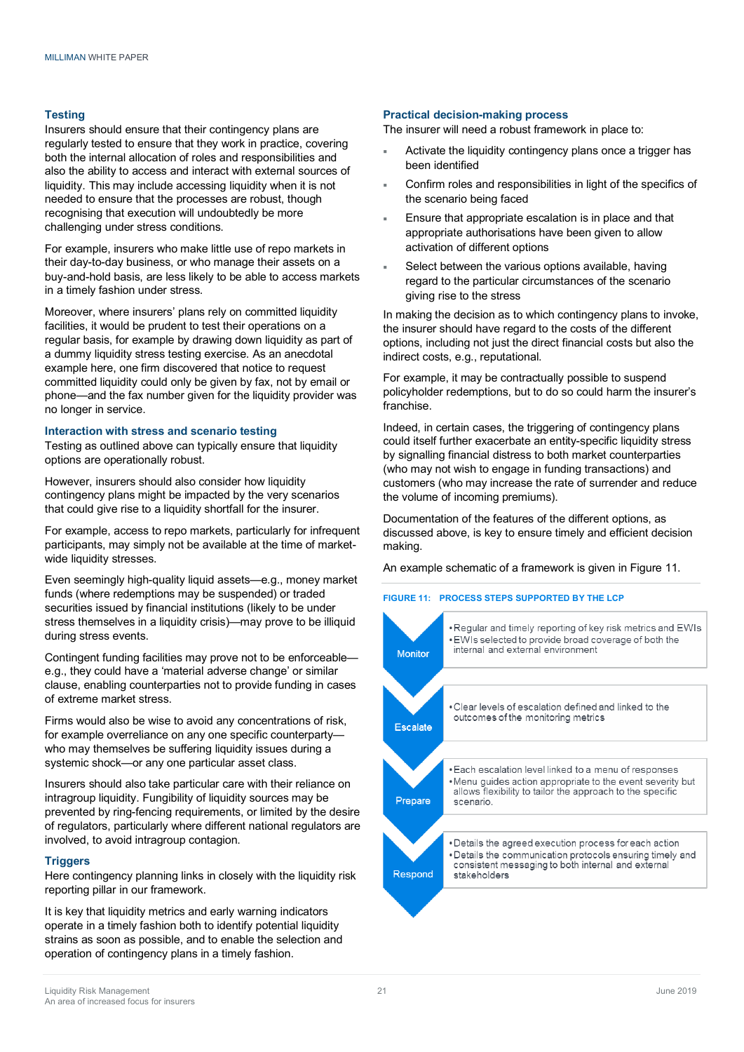### Testing

Insurers should ensure that their contingency plans are regularly tested to ensure that they work in practice, covering both the internal allocation of roles and responsibilities and also the ability to access and interact with external sources of liquidity. This may include accessing liquidity when it is not needed to ensure that the processes are robust, though recognising that execution will undoubtedly be more challenging under stress conditions.

For example, insurers who make little use of repo markets in their day-to-day business, or who manage their assets on a buy-and-hold basis, are less likely to be able to access markets in a timely fashion under stress.

Moreover, where insurers' plans rely on committed liquidity facilities, it would be prudent to test their operations on a regular basis, for example by drawing down liquidity as part of a dummy liquidity stress testing exercise. As an anecdotal example here, one firm discovered that notice to request committed liquidity could only be given by fax, not by email or phone—and the fax number given for the liquidity provider was no longer in service.

### Interaction with stress and scenario testing

Testing as outlined above can typically ensure that liquidity options are operationally robust.

However, insurers should also consider how liquidity contingency plans might be impacted by the very scenarios that could give rise to a liquidity shortfall for the insurer.

For example, access to repo markets, particularly for infrequent participants, may simply not be available at the time of market-wide liquidity stresses.

Even seemingly high-quality liquid assets—e.g., money market funds (where redemptions may be suspended) or traded securities issued by financial institutions (likely to be under stress themselves in a liquidity crisis)—may prove to be illiquid during stress events.

Contingent funding facilities may prove not to be enforceable—e.g., they could have a 'material adverse change' or similar clause, enabling counterparties not to provide funding in cases of extreme market stress.

Firms would also be wise to avoid any concentrations of risk, for example overreliance on any one specific counterparty—who may themselves be suffering liquidity issues during a systemic shock—or any one particular asset class.

Insurers should also take particular care with their reliance on intragroup liquidity. Fungibility of liquidity sources may be prevented by ring-fencing requirements, or limited by the desire of regulators, particularly where different national regulators are involved, to avoid intragroup contagion.

### Triggers

Here contingency planning links in closely with the liquidity risk reporting pillar in our framework.

It is key that liquidity metrics and early warning indicators operate in a timely fashion both to identify potential liquidity strains as soon as possible, and to enable the selection and operation of contingency plans in a timely fashion.

### Practical decision-making process

The insurer will need a robust framework in place to:

- Activate the liquidity contingency plans once a trigger has been identified
- Confirm roles and responsibilities in light of the specifics of the scenario being faced
- Ensure that appropriate escalation is in place and that appropriate authorisations have been given to allow activation of different options
- Select between the various options available, having regard to the particular circumstances of the scenario giving rise to the stress

In making the decision as to which contingency plans to invoke, the insurer should have regard to the costs of the different options, including not just the direct financial costs but also the indirect costs, e.g., reputational.

For example, it may be contractually possible to suspend policyholder redemptions, but to do so could harm the insurer's franchise.

Indeed, in certain cases, the triggering of contingency plans could itself further exacerbate an entity-specific liquidity stress by signalling financial distress to both market counterparties (who may not wish to engage in funding transactions) and customers (who may increase the rate of surrender and reduce the volume of incoming premiums).

Documentation of the features of the different options, as discussed above, is key to ensure timely and efficient decision making.

An example schematic of a framework is given in Figure 11.

**FIGURE 11: PROCESS STEPS SUPPORTED BY THE LCP**

| Step | Description |
|---|---|
| Monitor | • Regular and timely reporting of key risk metrics and EWIs<br>• EWIs selected to provide broad coverage of both the internal and external environment |
| Escalate | • Clear levels of escalation defined and linked to the outcomes of the monitoring metrics |
| Prepare | • Each escalation level linked to a menu of responses<br>• Menu guides action appropriate to the event severity but allows flexibility to tailor the approach to the specific scenario. |
| Respond | • Details the agreed execution process for each action<br>• Details the communication protocols ensuring timely and consistent messaging to both internal and external stakeholders |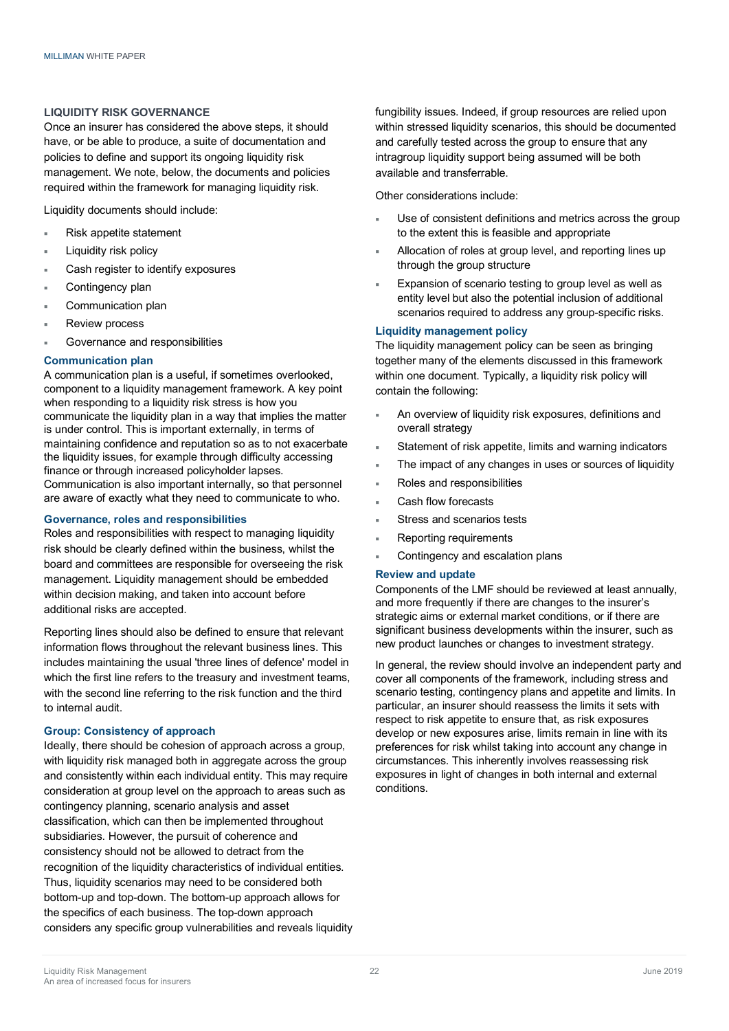## LIQUIDITY RISK GOVERNANCE

Once an insurer has considered the above steps, it should have, or be able to produce, a suite of documentation and policies to define and support its ongoing liquidity risk management. We note, below, the documents and policies required within the framework for managing liquidity risk.

Liquidity documents should include:

- Risk appetite statement
- Liquidity risk policy
- Cash register to identify exposures
- Contingency plan
- Communication plan
- Review process
- Governance and responsibilities

### Communication plan

A communication plan is a useful, if sometimes overlooked, component to a liquidity management framework. A key point when responding to a liquidity risk stress is how you communicate the liquidity plan in a way that implies the matter is under control. This is important externally, in terms of maintaining confidence and reputation so as to not exacerbate the liquidity issues, for example through difficulty accessing finance or through increased policyholder lapses. Communication is also important internally, so that personnel are aware of exactly what they need to communicate to who.

### Governance, roles and responsibilities

Roles and responsibilities with respect to managing liquidity risk should be clearly defined within the business, whilst the board and committees are responsible for overseeing the risk management. Liquidity management should be embedded within decision making, and taken into account before additional risks are accepted.

Reporting lines should also be defined to ensure that relevant information flows throughout the relevant business lines. This includes maintaining the usual 'three lines of defence' model in which the first line refers to the treasury and investment teams, with the second line referring to the risk function and the third to internal audit.

### Group: Consistency of approach

Ideally, there should be cohesion of approach across a group, with liquidity risk managed both in aggregate across the group and consistently within each individual entity. This may require consideration at group level on the approach to areas such as contingency planning, scenario analysis and asset classification, which can then be implemented throughout subsidiaries. However, the pursuit of coherence and consistency should not be allowed to detract from the recognition of the liquidity characteristics of individual entities. Thus, liquidity scenarios may need to be considered both bottom-up and top-down. The bottom-up approach allows for the specifics of each business. The top-down approach considers any specific group vulnerabilities and reveals liquidity fungibility issues. Indeed, if group resources are relied upon within stressed liquidity scenarios, this should be documented and carefully tested across the group to ensure that any intragroup liquidity support being assumed will be both available and transferrable.

Other considerations include:

- Use of consistent definitions and metrics across the group to the extent this is feasible and appropriate
- Allocation of roles at group level, and reporting lines up through the group structure
- Expansion of scenario testing to group level as well as entity level but also the potential inclusion of additional scenarios required to address any group-specific risks.

### Liquidity management policy

The liquidity management policy can be seen as bringing together many of the elements discussed in this framework within one document. Typically, a liquidity risk policy will contain the following:

- An overview of liquidity risk exposures, definitions and overall strategy
- Statement of risk appetite, limits and warning indicators
- The impact of any changes in uses or sources of liquidity
- Roles and responsibilities
- Cash flow forecasts
- Stress and scenarios tests
- Reporting requirements
- Contingency and escalation plans

### Review and update

Components of the LMF should be reviewed at least annually, and more frequently if there are changes to the insurer's strategic aims or external market conditions, or if there are significant business developments within the insurer, such as new product launches or changes to investment strategy.

In general, the review should involve an independent party and cover all components of the framework, including stress and scenario testing, contingency plans and appetite and limits. In particular, an insurer should reassess the limits it sets with respect to risk appetite to ensure that, as risk exposures develop or new exposures arise, limits remain in line with its preferences for risk whilst taking into account any change in circumstances. This inherently involves reassessing risk exposures in light of changes in both internal and external conditions.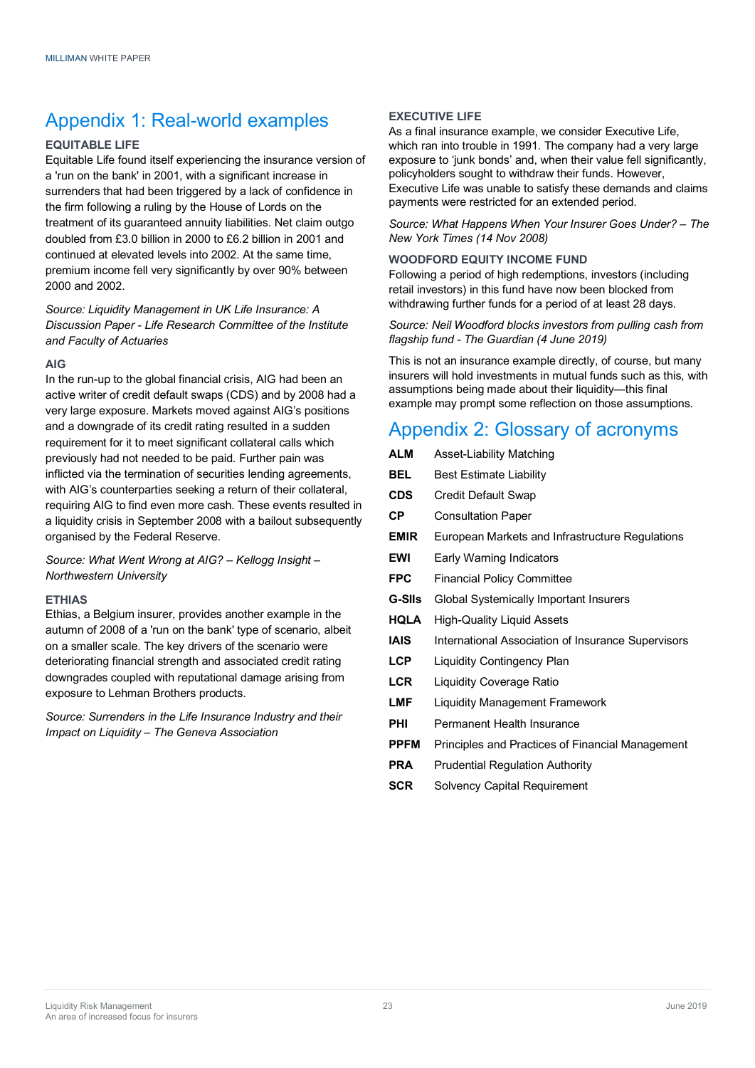# Appendix 1: Real-world examples

### EQUITABLE LIFE

Equitable Life found itself experiencing the insurance version of a 'run on the bank' in 2001, with a significant increase in surrenders that had been triggered by a lack of confidence in the firm following a ruling by the House of Lords on the treatment of its guaranteed annuity liabilities. Net claim outgo doubled from £3.0 billion in 2000 to £6.2 billion in 2001 and continued at elevated levels into 2002. At the same time, premium income fell very significantly by over 90% between 2000 and 2002.

*Source: Liquidity Management in UK Life Insurance: A Discussion Paper - Life Research Committee of the Institute and Faculty of Actuaries*

### AIG

In the run-up to the global financial crisis, AIG had been an active writer of credit default swaps (CDS) and by 2008 had a very large exposure. Markets moved against AIG's positions and a downgrade of its credit rating resulted in a sudden requirement for it to meet significant collateral calls which previously had not needed to be paid. Further pain was inflicted via the termination of securities lending agreements, with AIG's counterparties seeking a return of their collateral, requiring AIG to find even more cash. These events resulted in a liquidity crisis in September 2008 with a bailout subsequently organised by the Federal Reserve.

*Source: What Went Wrong at AIG? – Kellogg Insight – Northwestern University*

### ETHIAS

Ethias, a Belgium insurer, provides another example in the autumn of 2008 of a 'run on the bank' type of scenario, albeit on a smaller scale. The key drivers of the scenario were deteriorating financial strength and associated credit rating downgrades coupled with reputational damage arising from exposure to Lehman Brothers products.

*Source: Surrenders in the Life Insurance Industry and their Impact on Liquidity – The Geneva Association*

### EXECUTIVE LIFE

As a final insurance example, we consider Executive Life, which ran into trouble in 1991. The company had a very large exposure to 'junk bonds' and, when their value fell significantly, policyholders sought to withdraw their funds. However, Executive Life was unable to satisfy these demands and claims payments were restricted for an extended period.

*Source: What Happens When Your Insurer Goes Under? – The New York Times (14 Nov 2008)*

### WOODFORD EQUITY INCOME FUND

Following a period of high redemptions, investors (including retail investors) in this fund have now been blocked from withdrawing further funds for a period of at least 28 days.

*Source: Neil Woodford blocks investors from pulling cash from flagship fund - The Guardian (4 June 2019)*

This is not an insurance example directly, of course, but many insurers will hold investments in mutual funds such as this, with assumptions being made about their liquidity—this final example may prompt some reflection on those assumptions.

# Appendix 2: Glossary of acronyms

| | |
|---|---|
| **ALM** | Asset-Liability Matching |
| **BEL** | Best Estimate Liability |
| **CDS** | Credit Default Swap |
| **CP** | Consultation Paper |
| **EMIR** | European Markets and Infrastructure Regulations |
| **EWI** | Early Warning Indicators |
| **FPC** | Financial Policy Committee |
| **G-SIIs** | Global Systemically Important Insurers |
| **HQLA** | High-Quality Liquid Assets |
| **IAIS** | International Association of Insurance Supervisors |
| **LCP** | Liquidity Contingency Plan |
| **LCR** | Liquidity Coverage Ratio |
| **LMF** | Liquidity Management Framework |
| **PHI** | Permanent Health Insurance |
| **PPFM** | Principles and Practices of Financial Management |
| **PRA** | Prudential Regulation Authority |
| **SCR** | Solvency Capital Requirement |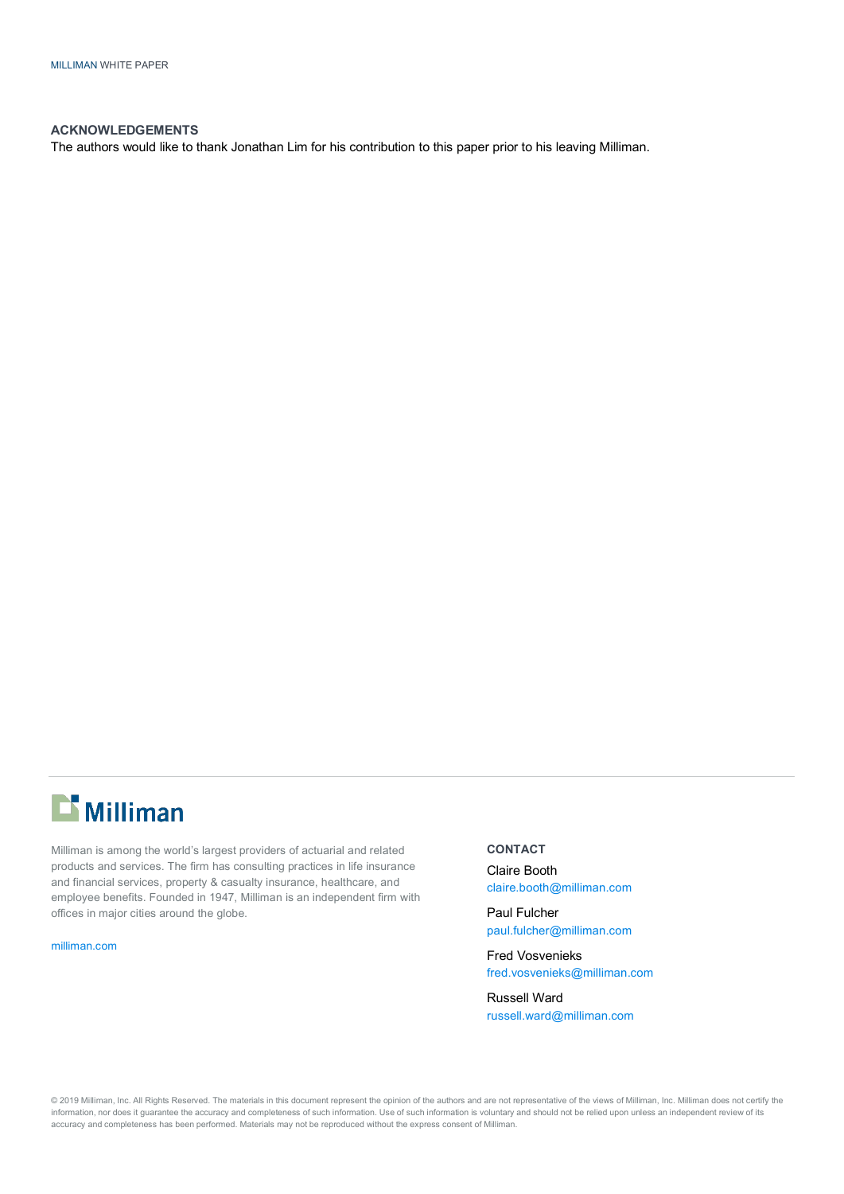## ACKNOWLEDGEMENTS

The authors would like to thank Jonathan Lim for his contribution to this paper prior to his leaving Milliman.

Milliman

Milliman is among the world's largest providers of actuarial and related products and services. The firm has consulting practices in life insurance and financial services, property & casualty insurance, healthcare, and employee benefits. Founded in 1947, Milliman is an independent firm with offices in major cities around the globe.

milliman.com

**CONTACT**

Claire Booth
claire.booth@milliman.com

Paul Fulcher
paul.fulcher@milliman.com

Fred Vosvenieks
fred.vosvenieks@milliman.com

Russell Ward
russell.ward@milliman.com

© 2019 Milliman, Inc. All Rights Reserved. The materials in this document represent the opinion of the authors and are not representative of the views of Milliman, Inc. Milliman does not certify the information, nor does it guarantee the accuracy and completeness of such information. Use of such information is voluntary and should not be relied upon unless an independent review of its accuracy and completeness has been performed. Materials may not be reproduced without the express consent of Milliman.